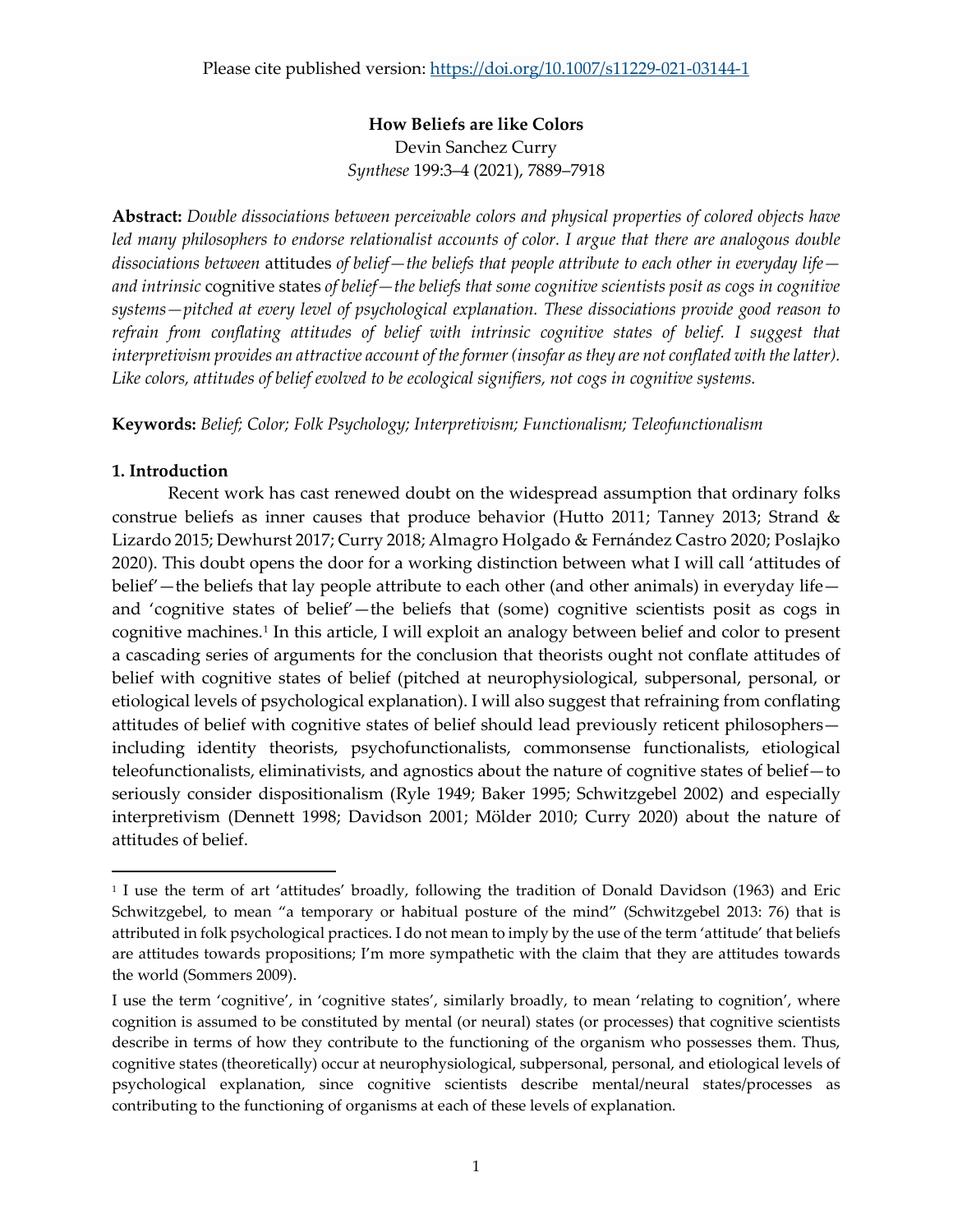Please cite published version: https://doi.org/10.1007/s11229-021-03144-1

**How Beliefs are like Colors**
Devin Sanchez Curry
*Synthese* 199:3–4 (2021), 7889–7918

**Abstract:** *Double dissociations between perceivable colors and physical properties of colored objects have led many philosophers to endorse relationalist accounts of color. I argue that there are analogous double dissociations between* attitudes *of belief—the beliefs that people attribute to each other in everyday life—and intrinsic* cognitive states *of belief—the beliefs that some cognitive scientists posit as cogs in cognitive systems—pitched at every level of psychological explanation. These dissociations provide good reason to refrain from conflating attitudes of belief with intrinsic cognitive states of belief. I suggest that interpretivism provides an attractive account of the former (insofar as they are not conflated with the latter). Like colors, attitudes of belief evolved to be ecological signifiers, not cogs in cognitive systems.*

**Keywords:** *Belief; Color; Folk Psychology; Interpretivism; Functionalism; Teleofunctionalism*

## 1. Introduction

Recent work has cast renewed doubt on the widespread assumption that ordinary folks construe beliefs as inner causes that produce behavior (Hutto 2011; Tanney 2013; Strand & Lizardo 2015; Dewhurst 2017; Curry 2018; Almagro Holgado & Fernández Castro 2020; Poslajko 2020). This doubt opens the door for a working distinction between what I will call 'attitudes of belief'—the beliefs that lay people attribute to each other (and other animals) in everyday life—and 'cognitive states of belief'—the beliefs that (some) cognitive scientists posit as cogs in cognitive machines.[1] In this article, I will exploit an analogy between belief and color to present a cascading series of arguments for the conclusion that theorists ought not conflate attitudes of belief with cognitive states of belief (pitched at neurophysiological, subpersonal, personal, or etiological levels of psychological explanation). I will also suggest that refraining from conflating attitudes of belief with cognitive states of belief should lead previously reticent philosophers—including identity theorists, psychofunctionalists, commonsense functionalists, etiological teleofunctionalists, eliminativists, and agnostics about the nature of cognitive states of belief—to seriously consider dispositionalism (Ryle 1949; Baker 1995; Schwitzgebel 2002) and especially interpretivism (Dennett 1998; Davidson 2001; Mölder 2010; Curry 2020) about the nature of attitudes of belief.

[1] I use the term of art 'attitudes' broadly, following the tradition of Donald Davidson (1963) and Eric Schwitzgebel, to mean "a temporary or habitual posture of the mind" (Schwitzgebel 2013: 76) that is attributed in folk psychological practices. I do not mean to imply by the use of the term 'attitude' that beliefs are attitudes towards propositions; I'm more sympathetic with the claim that they are attitudes towards the world (Sommers 2009).

I use the term 'cognitive', in 'cognitive states', similarly broadly, to mean 'relating to cognition', where cognition is assumed to be constituted by mental (or neural) states (or processes) that cognitive scientists describe in terms of how they contribute to the functioning of the organism who possesses them. Thus, cognitive states (theoretically) occur at neurophysiological, subpersonal, personal, and etiological levels of psychological explanation, since cognitive scientists describe mental/neural states/processes as contributing to the functioning of organisms at each of these levels of explanation.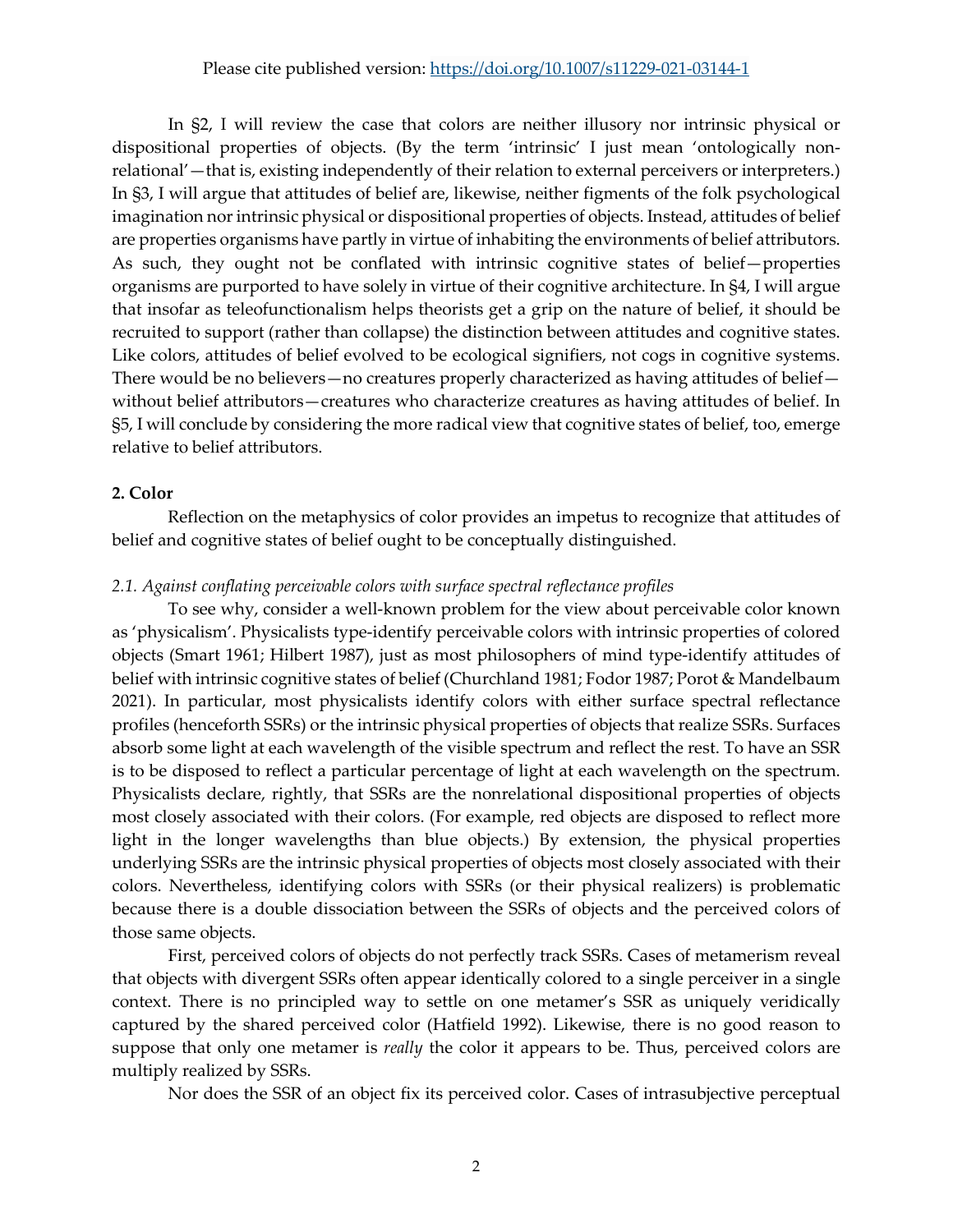In §2, I will review the case that colors are neither illusory nor intrinsic physical or dispositional properties of objects. (By the term 'intrinsic' I just mean 'ontologically non-relational'—that is, existing independently of their relation to external perceivers or interpreters.) In §3, I will argue that attitudes of belief are, likewise, neither figments of the folk psychological imagination nor intrinsic physical or dispositional properties of objects. Instead, attitudes of belief are properties organisms have partly in virtue of inhabiting the environments of belief attributors. As such, they ought not be conflated with intrinsic cognitive states of belief—properties organisms are purported to have solely in virtue of their cognitive architecture. In §4, I will argue that insofar as teleofunctionalism helps theorists get a grip on the nature of belief, it should be recruited to support (rather than collapse) the distinction between attitudes and cognitive states. Like colors, attitudes of belief evolved to be ecological signifiers, not cogs in cognitive systems. There would be no believers—no creatures properly characterized as having attitudes of belief—without belief attributors—creatures who characterize creatures as having attitudes of belief. In §5, I will conclude by considering the more radical view that cognitive states of belief, too, emerge relative to belief attributors.

## 2. Color

Reflection on the metaphysics of color provides an impetus to recognize that attitudes of belief and cognitive states of belief ought to be conceptually distinguished.

### *2.1. Against conflating perceivable colors with surface spectral reflectance profiles*

To see why, consider a well-known problem for the view about perceivable color known as 'physicalism'. Physicalists type-identify perceivable colors with intrinsic properties of colored objects (Smart 1961; Hilbert 1987), just as most philosophers of mind type-identify attitudes of belief with intrinsic cognitive states of belief (Churchland 1981; Fodor 1987; Porot & Mandelbaum 2021). In particular, most physicalists identify colors with either surface spectral reflectance profiles (henceforth SSRs) or the intrinsic physical properties of objects that realize SSRs. Surfaces absorb some light at each wavelength of the visible spectrum and reflect the rest. To have an SSR is to be disposed to reflect a particular percentage of light at each wavelength on the spectrum. Physicalists declare, rightly, that SSRs are the nonrelational dispositional properties of objects most closely associated with their colors. (For example, red objects are disposed to reflect more light in the longer wavelengths than blue objects.) By extension, the physical properties underlying SSRs are the intrinsic physical properties of objects most closely associated with their colors. Nevertheless, identifying colors with SSRs (or their physical realizers) is problematic because there is a double dissociation between the SSRs of objects and the perceived colors of those same objects.

First, perceived colors of objects do not perfectly track SSRs. Cases of metamerism reveal that objects with divergent SSRs often appear identically colored to a single perceiver in a single context. There is no principled way to settle on one metamer's SSR as uniquely veridically captured by the shared perceived color (Hatfield 1992). Likewise, there is no good reason to suppose that only one metamer is *really* the color it appears to be. Thus, perceived colors are multiply realized by SSRs.

Nor does the SSR of an object fix its perceived color. Cases of intrasubjective perceptual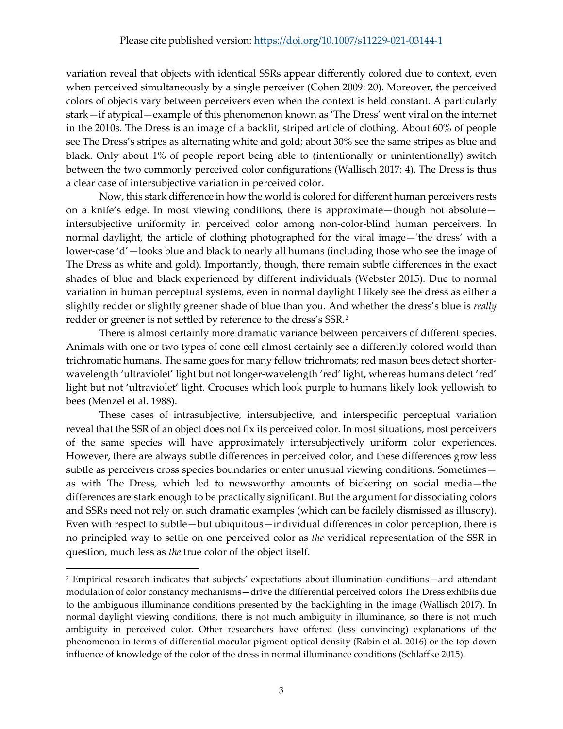variation reveal that objects with identical SSRs appear differently colored due to context, even when perceived simultaneously by a single perceiver (Cohen 2009: 20). Moreover, the perceived colors of objects vary between perceivers even when the context is held constant. A particularly stark—if atypical—example of this phenomenon known as 'The Dress' went viral on the internet in the 2010s. The Dress is an image of a backlit, striped article of clothing. About 60% of people see The Dress's stripes as alternating white and gold; about 30% see the same stripes as blue and black. Only about 1% of people report being able to (intentionally or unintentionally) switch between the two commonly perceived color configurations (Wallisch 2017: 4). The Dress is thus a clear case of intersubjective variation in perceived color.

Now, this stark difference in how the world is colored for different human perceivers rests on a knife's edge. In most viewing conditions, there is approximate—though not absolute—intersubjective uniformity in perceived color among non-color-blind human perceivers. In normal daylight, the article of clothing photographed for the viral image—'the dress' with a lower-case 'd'—looks blue and black to nearly all humans (including those who see the image of The Dress as white and gold). Importantly, though, there remain subtle differences in the exact shades of blue and black experienced by different individuals (Webster 2015). Due to normal variation in human perceptual systems, even in normal daylight I likely see the dress as either a slightly redder or slightly greener shade of blue than you. And whether the dress's blue is *really* redder or greener is not settled by reference to the dress's SSR.[2]

There is almost certainly more dramatic variance between perceivers of different species. Animals with one or two types of cone cell almost certainly see a differently colored world than trichromatic humans. The same goes for many fellow trichromats; red mason bees detect shorter-wavelength 'ultraviolet' light but not longer-wavelength 'red' light, whereas humans detect 'red' light but not 'ultraviolet' light. Crocuses which look purple to humans likely look yellowish to bees (Menzel et al. 1988).

These cases of intrasubjective, intersubjective, and interspecific perceptual variation reveal that the SSR of an object does not fix its perceived color. In most situations, most perceivers of the same species will have approximately intersubjectively uniform color experiences. However, there are always subtle differences in perceived color, and these differences grow less subtle as perceivers cross species boundaries or enter unusual viewing conditions. Sometimes—as with The Dress, which led to newsworthy amounts of bickering on social media—the differences are stark enough to be practically significant. But the argument for dissociating colors and SSRs need not rely on such dramatic examples (which can be facilely dismissed as illusory). Even with respect to subtle—but ubiquitous—individual differences in color perception, there is no principled way to settle on one perceived color as *the* veridical representation of the SSR in question, much less as *the* true color of the object itself.

---

[2] Empirical research indicates that subjects' expectations about illumination conditions—and attendant modulation of color constancy mechanisms—drive the differential perceived colors The Dress exhibits due to the ambiguous illuminance conditions presented by the backlighting in the image (Wallisch 2017). In normal daylight viewing conditions, there is not much ambiguity in illuminance, so there is not much ambiguity in perceived color. Other researchers have offered (less convincing) explanations of the phenomenon in terms of differential macular pigment optical density (Rabin et al. 2016) or the top-down influence of knowledge of the color of the dress in normal illuminance conditions (Schlaffke 2015).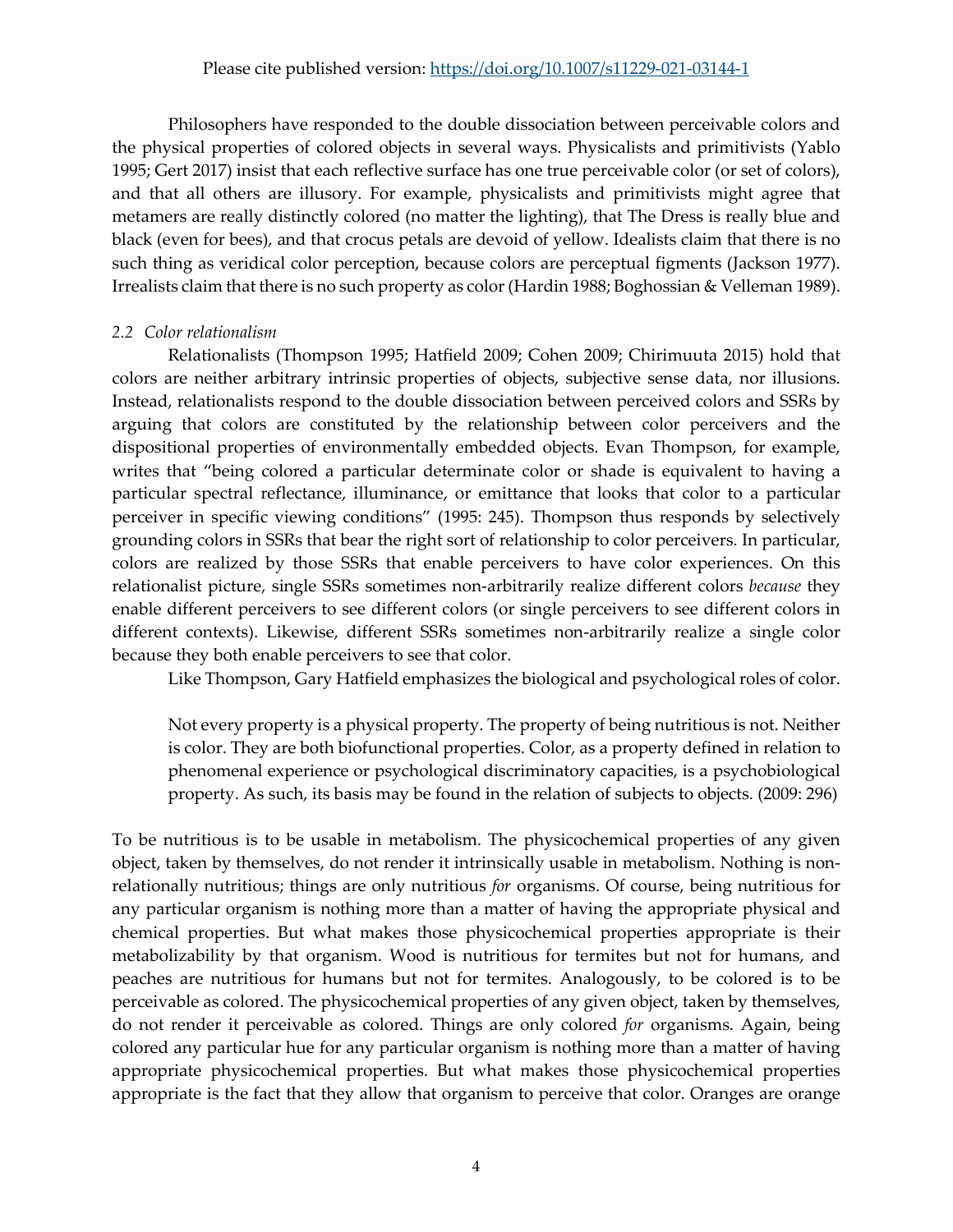Philosophers have responded to the double dissociation between perceivable colors and the physical properties of colored objects in several ways. Physicalists and primitivists (Yablo 1995; Gert 2017) insist that each reflective surface has one true perceivable color (or set of colors), and that all others are illusory. For example, physicalists and primitivists might agree that metamers are really distinctly colored (no matter the lighting), that The Dress is really blue and black (even for bees), and that crocus petals are devoid of yellow. Idealists claim that there is no such thing as veridical color perception, because colors are perceptual figments (Jackson 1977). Irrealists claim that there is no such property as color (Hardin 1988; Boghossian & Velleman 1989).

### *2.2 Color relationalism*

Relationalists (Thompson 1995; Hatfield 2009; Cohen 2009; Chirimuuta 2015) hold that colors are neither arbitrary intrinsic properties of objects, subjective sense data, nor illusions. Instead, relationalists respond to the double dissociation between perceived colors and SSRs by arguing that colors are constituted by the relationship between color perceivers and the dispositional properties of environmentally embedded objects. Evan Thompson, for example, writes that "being colored a particular determinate color or shade is equivalent to having a particular spectral reflectance, illuminance, or emittance that looks that color to a particular perceiver in specific viewing conditions" (1995: 245). Thompson thus responds by selectively grounding colors in SSRs that bear the right sort of relationship to color perceivers. In particular, colors are realized by those SSRs that enable perceivers to have color experiences. On this relationalist picture, single SSRs sometimes non-arbitrarily realize different colors *because* they enable different perceivers to see different colors (or single perceivers to see different colors in different contexts). Likewise, different SSRs sometimes non-arbitrarily realize a single color because they both enable perceivers to see that color.

Like Thompson, Gary Hatfield emphasizes the biological and psychological roles of color.

> Not every property is a physical property. The property of being nutritious is not. Neither is color. They are both biofunctional properties. Color, as a property defined in relation to phenomenal experience or psychological discriminatory capacities, is a psychobiological property. As such, its basis may be found in the relation of subjects to objects. (2009: 296)

To be nutritious is to be usable in metabolism. The physicochemical properties of any given object, taken by themselves, do not render it intrinsically usable in metabolism. Nothing is non-relationally nutritious; things are only nutritious *for* organisms. Of course, being nutritious for any particular organism is nothing more than a matter of having the appropriate physical and chemical properties. But what makes those physicochemical properties appropriate is their metabolizability by that organism. Wood is nutritious for termites but not for humans, and peaches are nutritious for humans but not for termites. Analogously, to be colored is to be perceivable as colored. The physicochemical properties of any given object, taken by themselves, do not render it perceivable as colored. Things are only colored *for* organisms. Again, being colored any particular hue for any particular organism is nothing more than a matter of having appropriate physicochemical properties. But what makes those physicochemical properties appropriate is the fact that they allow that organism to perceive that color. Oranges are orange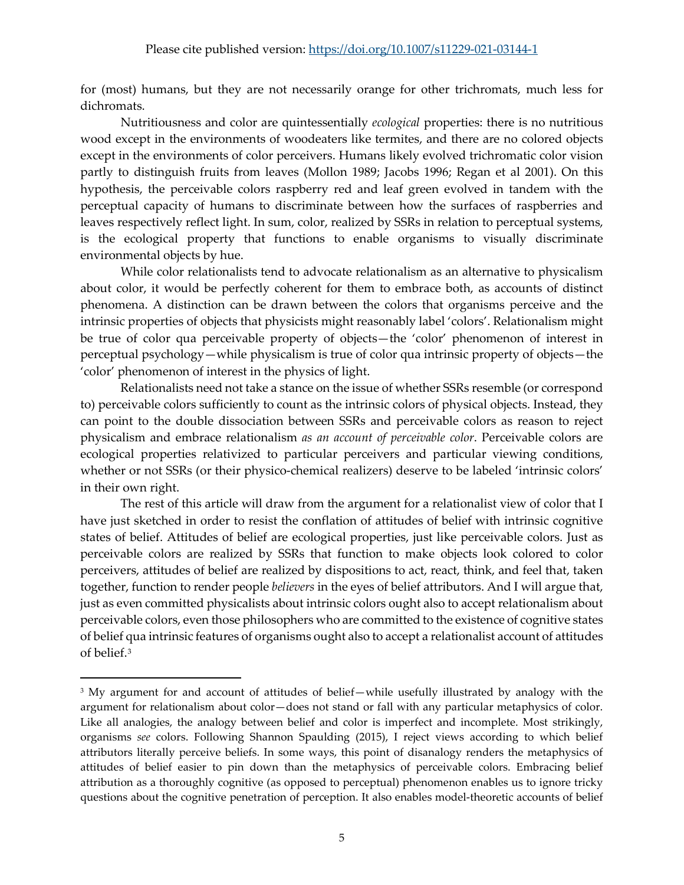for (most) humans, but they are not necessarily orange for other trichromats, much less for dichromats.

Nutritiousness and color are quintessentially *ecological* properties: there is no nutritious wood except in the environments of woodeaters like termites, and there are no colored objects except in the environments of color perceivers. Humans likely evolved trichromatic color vision partly to distinguish fruits from leaves (Mollon 1989; Jacobs 1996; Regan et al 2001). On this hypothesis, the perceivable colors raspberry red and leaf green evolved in tandem with the perceptual capacity of humans to discriminate between how the surfaces of raspberries and leaves respectively reflect light. In sum, color, realized by SSRs in relation to perceptual systems, is the ecological property that functions to enable organisms to visually discriminate environmental objects by hue.

While color relationalists tend to advocate relationalism as an alternative to physicalism about color, it would be perfectly coherent for them to embrace both, as accounts of distinct phenomena. A distinction can be drawn between the colors that organisms perceive and the intrinsic properties of objects that physicists might reasonably label 'colors'. Relationalism might be true of color qua perceivable property of objects—the 'color' phenomenon of interest in perceptual psychology—while physicalism is true of color qua intrinsic property of objects—the 'color' phenomenon of interest in the physics of light.

Relationalists need not take a stance on the issue of whether SSRs resemble (or correspond to) perceivable colors sufficiently to count as the intrinsic colors of physical objects. Instead, they can point to the double dissociation between SSRs and perceivable colors as reason to reject physicalism and embrace relationalism *as an account of perceivable color*. Perceivable colors are ecological properties relativized to particular perceivers and particular viewing conditions, whether or not SSRs (or their physico-chemical realizers) deserve to be labeled 'intrinsic colors' in their own right.

The rest of this article will draw from the argument for a relationalist view of color that I have just sketched in order to resist the conflation of attitudes of belief with intrinsic cognitive states of belief. Attitudes of belief are ecological properties, just like perceivable colors. Just as perceivable colors are realized by SSRs that function to make objects look colored to color perceivers, attitudes of belief are realized by dispositions to act, react, think, and feel that, taken together, function to render people *believers* in the eyes of belief attributors. And I will argue that, just as even committed physicalists about intrinsic colors ought also to accept relationalism about perceivable colors, even those philosophers who are committed to the existence of cognitive states of belief qua intrinsic features of organisms ought also to accept a relationalist account of attitudes of belief.[3]

[3] My argument for and account of attitudes of belief—while usefully illustrated by analogy with the argument for relationalism about color—does not stand or fall with any particular metaphysics of color. Like all analogies, the analogy between belief and color is imperfect and incomplete. Most strikingly, organisms *see* colors. Following Shannon Spaulding (2015), I reject views according to which belief attributors literally perceive beliefs. In some ways, this point of disanalogy renders the metaphysics of attitudes of belief easier to pin down than the metaphysics of perceivable colors. Embracing belief attribution as a thoroughly cognitive (as opposed to perceptual) phenomenon enables us to ignore tricky questions about the cognitive penetration of perception. It also enables model-theoretic accounts of belief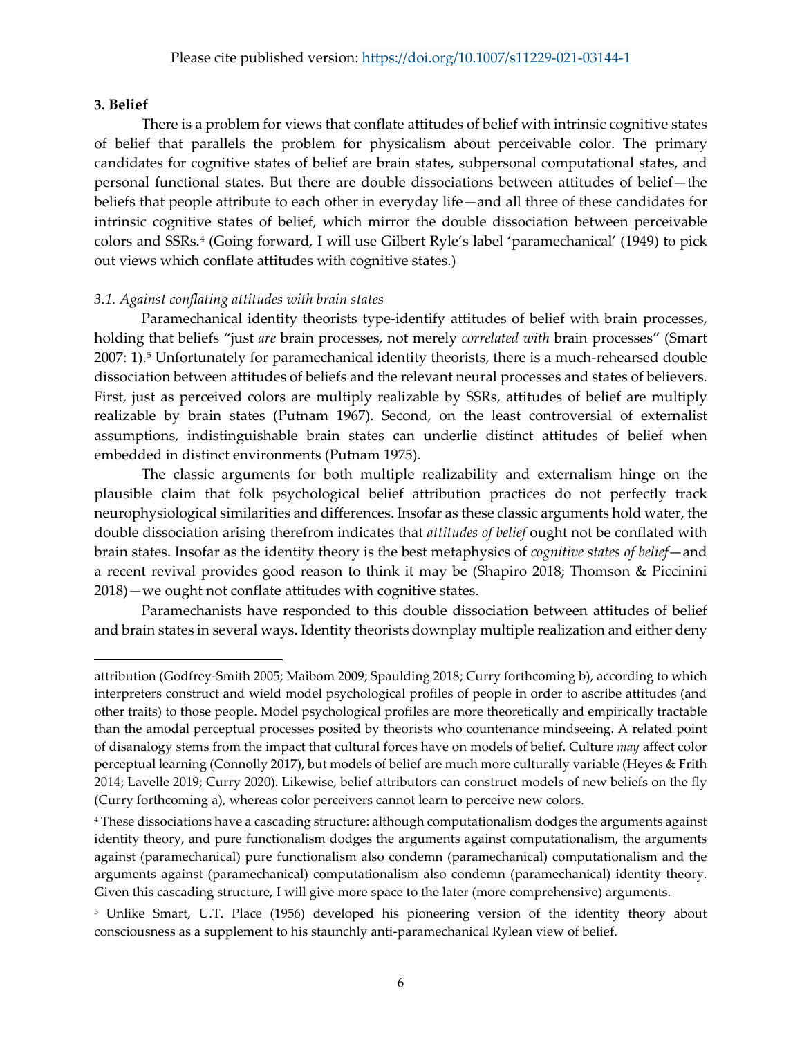Please cite published version: https://doi.org/10.1007/s11229-021-03144-1

## 3. Belief

There is a problem for views that conflate attitudes of belief with intrinsic cognitive states of belief that parallels the problem for physicalism about perceivable color. The primary candidates for cognitive states of belief are brain states, subpersonal computational states, and personal functional states. But there are double dissociations between attitudes of belief—the beliefs that people attribute to each other in everyday life—and all three of these candidates for intrinsic cognitive states of belief, which mirror the double dissociation between perceivable colors and SSRs.[4] (Going forward, I will use Gilbert Ryle's label 'paramechanical' (1949) to pick out views which conflate attitudes with cognitive states.)

### *3.1. Against conflating attitudes with brain states*

Paramechanical identity theorists type-identify attitudes of belief with brain processes, holding that beliefs "just *are* brain processes, not merely *correlated with* brain processes" (Smart 2007: 1).[5] Unfortunately for paramechanical identity theorists, there is a much-rehearsed double dissociation between attitudes of beliefs and the relevant neural processes and states of believers. First, just as perceived colors are multiply realizable by SSRs, attitudes of belief are multiply realizable by brain states (Putnam 1967). Second, on the least controversial of externalist assumptions, indistinguishable brain states can underlie distinct attitudes of belief when embedded in distinct environments (Putnam 1975).

The classic arguments for both multiple realizability and externalism hinge on the plausible claim that folk psychological belief attribution practices do not perfectly track neurophysiological similarities and differences. Insofar as these classic arguments hold water, the double dissociation arising therefrom indicates that *attitudes of belief* ought not be conflated with brain states. Insofar as the identity theory is the best metaphysics of *cognitive states of belief*—and a recent revival provides good reason to think it may be (Shapiro 2018; Thomson & Piccinini 2018)—we ought not conflate attitudes with cognitive states.

Paramechanists have responded to this double dissociation between attitudes of belief and brain states in several ways. Identity theorists downplay multiple realization and either deny

---

attribution (Godfrey-Smith 2005; Maibom 2009; Spaulding 2018; Curry forthcoming b), according to which interpreters construct and wield model psychological profiles of people in order to ascribe attitudes (and other traits) to those people. Model psychological profiles are more theoretically and empirically tractable than the amodal perceptual processes posited by theorists who countenance mindseeing. A related point of disanalogy stems from the impact that cultural forces have on models of belief. Culture *may* affect color perceptual learning (Connolly 2017), but models of belief are much more culturally variable (Heyes & Frith 2014; Lavelle 2019; Curry 2020). Likewise, belief attributors can construct models of new beliefs on the fly (Curry forthcoming a), whereas color perceivers cannot learn to perceive new colors.

[4] These dissociations have a cascading structure: although computationalism dodges the arguments against identity theory, and pure functionalism dodges the arguments against computationalism, the arguments against (paramechanical) pure functionalism also condemn (paramechanical) computationalism and the arguments against (paramechanical) computationalism also condemn (paramechanical) identity theory. Given this cascading structure, I will give more space to the later (more comprehensive) arguments.

[5] Unlike Smart, U.T. Place (1956) developed his pioneering version of the identity theory about consciousness as a supplement to his staunchly anti-paramechanical Rylean view of belief.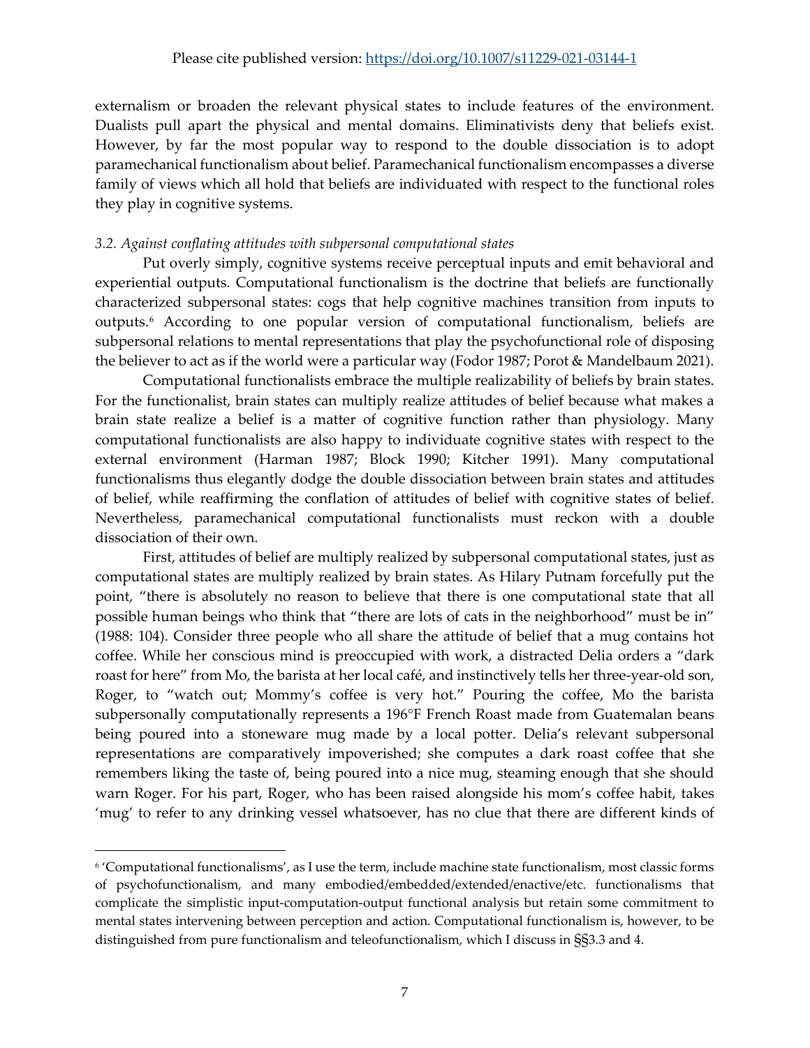externalism or broaden the relevant physical states to include features of the environment. Dualists pull apart the physical and mental domains. Eliminativists deny that beliefs exist. However, by far the most popular way to respond to the double dissociation is to adopt paramechanical functionalism about belief. Paramechanical functionalism encompasses a diverse family of views which all hold that beliefs are individuated with respect to the functional roles they play in cognitive systems.

### *3.2. Against conflating attitudes with subpersonal computational states*

Put overly simply, cognitive systems receive perceptual inputs and emit behavioral and experiential outputs. Computational functionalism is the doctrine that beliefs are functionally characterized subpersonal states: cogs that help cognitive machines transition from inputs to outputs.[6] According to one popular version of computational functionalism, beliefs are subpersonal relations to mental representations that play the psychofunctional role of disposing the believer to act as if the world were a particular way (Fodor 1987; Porot & Mandelbaum 2021).

Computational functionalists embrace the multiple realizability of beliefs by brain states. For the functionalist, brain states can multiply realize attitudes of belief because what makes a brain state realize a belief is a matter of cognitive function rather than physiology. Many computational functionalists are also happy to individuate cognitive states with respect to the external environment (Harman 1987; Block 1990; Kitcher 1991). Many computational functionalisms thus elegantly dodge the double dissociation between brain states and attitudes of belief, while reaffirming the conflation of attitudes of belief with cognitive states of belief. Nevertheless, paramechanical computational functionalists must reckon with a double dissociation of their own.

First, attitudes of belief are multiply realized by subpersonal computational states, just as computational states are multiply realized by brain states. As Hilary Putnam forcefully put the point, "there is absolutely no reason to believe that there is one computational state that all possible human beings who think that "there are lots of cats in the neighborhood" must be in" (1988: 104). Consider three people who all share the attitude of belief that a mug contains hot coffee. While her conscious mind is preoccupied with work, a distracted Delia orders a "dark roast for here" from Mo, the barista at her local café, and instinctively tells her three-year-old son, Roger, to "watch out; Mommy's coffee is very hot." Pouring the coffee, Mo the barista subpersonally computationally represents a 196°F French Roast made from Guatemalan beans being poured into a stoneware mug made by a local potter. Delia's relevant subpersonal representations are comparatively impoverished; she computes a dark roast coffee that she remembers liking the taste of, being poured into a nice mug, steaming enough that she should warn Roger. For his part, Roger, who has been raised alongside his mom's coffee habit, takes 'mug' to refer to any drinking vessel whatsoever, has no clue that there are different kinds of

[6] 'Computational functionalisms', as I use the term, include machine state functionalism, most classic forms of psychofunctionalism, and many embodied/embedded/extended/enactive/etc. functionalisms that complicate the simplistic input-computation-output functional analysis but retain some commitment to mental states intervening between perception and action. Computational functionalism is, however, to be distinguished from pure functionalism and teleofunctionalism, which I discuss in §§3.3 and 4.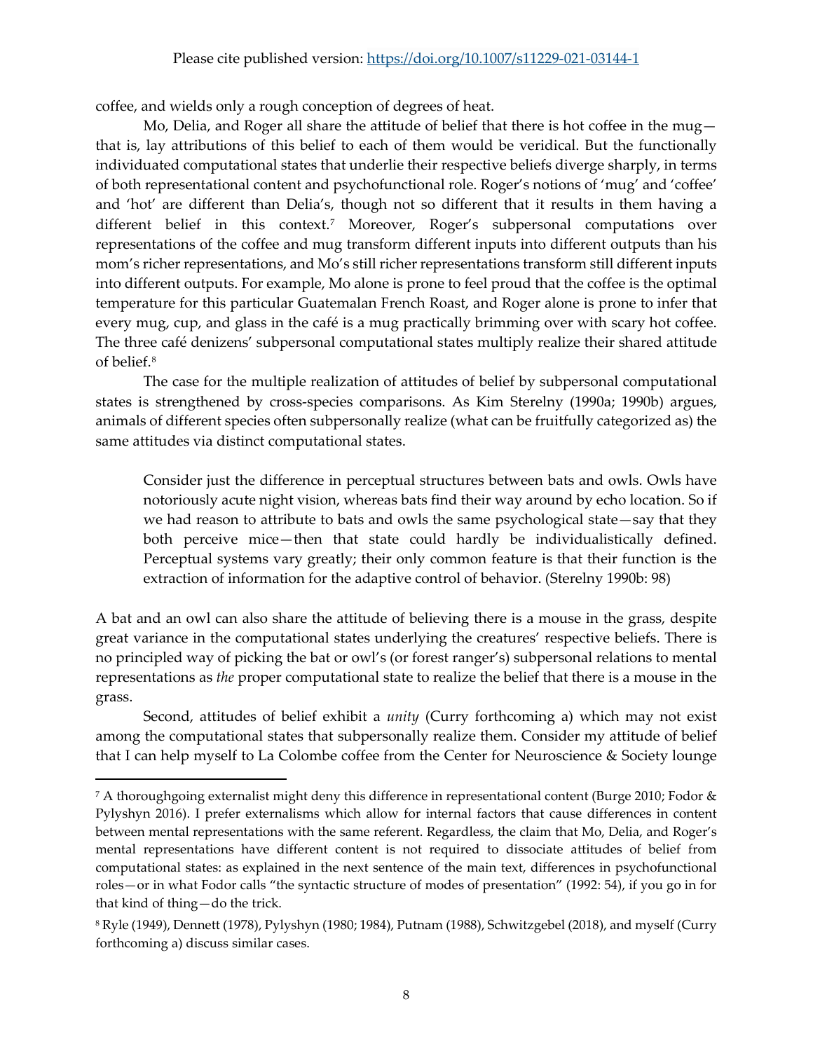coffee, and wields only a rough conception of degrees of heat.

Mo, Delia, and Roger all share the attitude of belief that there is hot coffee in the mug—that is, lay attributions of this belief to each of them would be veridical. But the functionally individuated computational states that underlie their respective beliefs diverge sharply, in terms of both representational content and psychofunctional role. Roger's notions of 'mug' and 'coffee' and 'hot' are different than Delia's, though not so different that it results in them having a different belief in this context.[7] Moreover, Roger's subpersonal computations over representations of the coffee and mug transform different inputs into different outputs than his mom's richer representations, and Mo's still richer representations transform still different inputs into different outputs. For example, Mo alone is prone to feel proud that the coffee is the optimal temperature for this particular Guatemalan French Roast, and Roger alone is prone to infer that every mug, cup, and glass in the café is a mug practically brimming over with scary hot coffee. The three café denizens' subpersonal computational states multiply realize their shared attitude of belief.[8]

The case for the multiple realization of attitudes of belief by subpersonal computational states is strengthened by cross-species comparisons. As Kim Sterelny (1990a; 1990b) argues, animals of different species often subpersonally realize (what can be fruitfully categorized as) the same attitudes via distinct computational states.

> Consider just the difference in perceptual structures between bats and owls. Owls have notoriously acute night vision, whereas bats find their way around by echo location. So if we had reason to attribute to bats and owls the same psychological state—say that they both perceive mice—then that state could hardly be individualistically defined. Perceptual systems vary greatly; their only common feature is that their function is the extraction of information for the adaptive control of behavior. (Sterelny 1990b: 98)

A bat and an owl can also share the attitude of believing there is a mouse in the grass, despite great variance in the computational states underlying the creatures' respective beliefs. There is no principled way of picking the bat or owl's (or forest ranger's) subpersonal relations to mental representations as *the* proper computational state to realize the belief that there is a mouse in the grass.

Second, attitudes of belief exhibit a *unity* (Curry forthcoming a) which may not exist among the computational states that subpersonally realize them. Consider my attitude of belief that I can help myself to La Colombe coffee from the Center for Neuroscience & Society lounge

---

[7] A thoroughgoing externalist might deny this difference in representational content (Burge 2010; Fodor & Pylyshyn 2016). I prefer externalisms which allow for internal factors that cause differences in content between mental representations with the same referent. Regardless, the claim that Mo, Delia, and Roger's mental representations have different content is not required to dissociate attitudes of belief from computational states: as explained in the next sentence of the main text, differences in psychofunctional roles—or in what Fodor calls "the syntactic structure of modes of presentation" (1992: 54), if you go in for that kind of thing—do the trick.

[8] Ryle (1949), Dennett (1978), Pylyshyn (1980; 1984), Putnam (1988), Schwitzgebel (2018), and myself (Curry forthcoming a) discuss similar cases.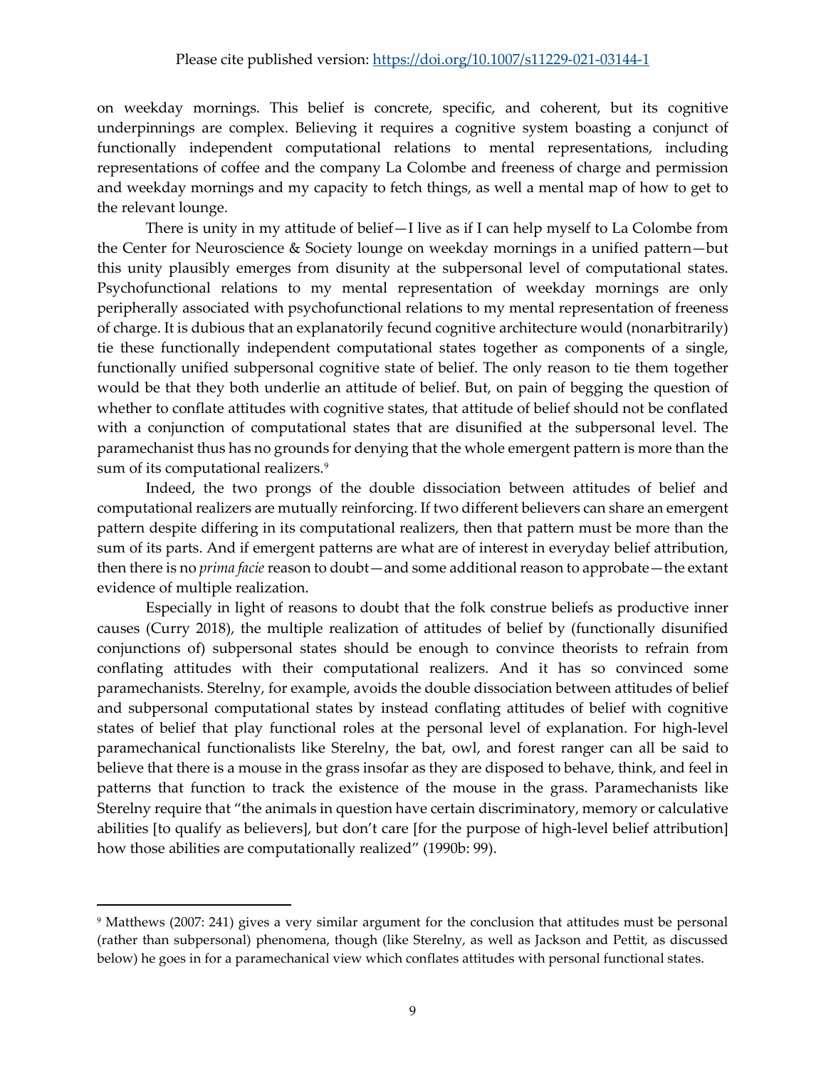on weekday mornings. This belief is concrete, specific, and coherent, but its cognitive underpinnings are complex. Believing it requires a cognitive system boasting a conjunct of functionally independent computational relations to mental representations, including representations of coffee and the company La Colombe and freeness of charge and permission and weekday mornings and my capacity to fetch things, as well a mental map of how to get to the relevant lounge.

There is unity in my attitude of belief—I live as if I can help myself to La Colombe from the Center for Neuroscience & Society lounge on weekday mornings in a unified pattern—but this unity plausibly emerges from disunity at the subpersonal level of computational states. Psychofunctional relations to my mental representation of weekday mornings are only peripherally associated with psychofunctional relations to my mental representation of freeness of charge. It is dubious that an explanatorily fecund cognitive architecture would (nonarbitrarily) tie these functionally independent computational states together as components of a single, functionally unified subpersonal cognitive state of belief. The only reason to tie them together would be that they both underlie an attitude of belief. But, on pain of begging the question of whether to conflate attitudes with cognitive states, that attitude of belief should not be conflated with a conjunction of computational states that are disunified at the subpersonal level. The paramechanist thus has no grounds for denying that the whole emergent pattern is more than the sum of its computational realizers.[9]

Indeed, the two prongs of the double dissociation between attitudes of belief and computational realizers are mutually reinforcing. If two different believers can share an emergent pattern despite differing in its computational realizers, then that pattern must be more than the sum of its parts. And if emergent patterns are what are of interest in everyday belief attribution, then there is no *prima facie* reason to doubt—and some additional reason to approbate—the extant evidence of multiple realization.

Especially in light of reasons to doubt that the folk construe beliefs as productive inner causes (Curry 2018), the multiple realization of attitudes of belief by (functionally disunified conjunctions of) subpersonal states should be enough to convince theorists to refrain from conflating attitudes with their computational realizers. And it has so convinced some paramechanists. Sterelny, for example, avoids the double dissociation between attitudes of belief and subpersonal computational states by instead conflating attitudes of belief with cognitive states of belief that play functional roles at the personal level of explanation. For high-level paramechanical functionalists like Sterelny, the bat, owl, and forest ranger can all be said to believe that there is a mouse in the grass insofar as they are disposed to behave, think, and feel in patterns that function to track the existence of the mouse in the grass. Paramechanists like Sterelny require that "the animals in question have certain discriminatory, memory or calculative abilities [to qualify as believers], but don't care [for the purpose of high-level belief attribution] how those abilities are computationally realized" (1990b: 99).

---

[9] Matthews (2007: 241) gives a very similar argument for the conclusion that attitudes must be personal (rather than subpersonal) phenomena, though (like Sterelny, as well as Jackson and Pettit, as discussed below) he goes in for a paramechanical view which conflates attitudes with personal functional states.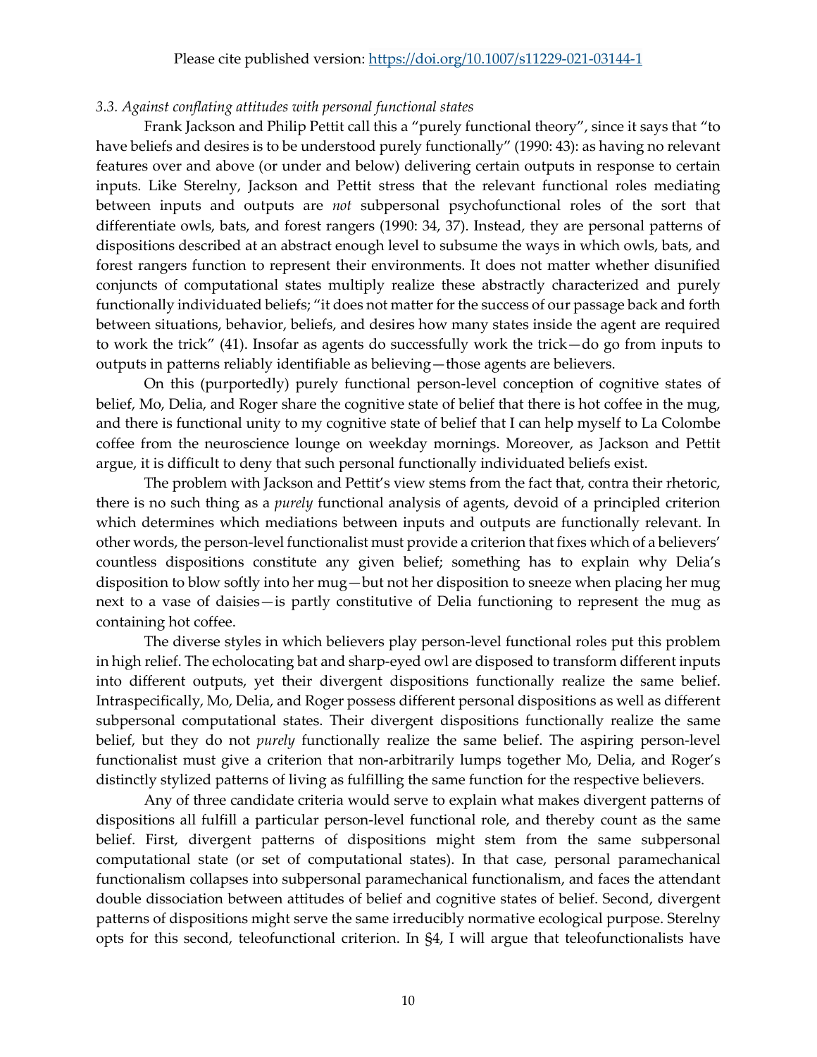### *3.3. Against conflating attitudes with personal functional states*

Frank Jackson and Philip Pettit call this a "purely functional theory", since it says that "to have beliefs and desires is to be understood purely functionally" (1990: 43): as having no relevant features over and above (or under and below) delivering certain outputs in response to certain inputs. Like Sterelny, Jackson and Pettit stress that the relevant functional roles mediating between inputs and outputs are *not* subpersonal psychofunctional roles of the sort that differentiate owls, bats, and forest rangers (1990: 34, 37). Instead, they are personal patterns of dispositions described at an abstract enough level to subsume the ways in which owls, bats, and forest rangers function to represent their environments. It does not matter whether disunified conjuncts of computational states multiply realize these abstractly characterized and purely functionally individuated beliefs; "it does not matter for the success of our passage back and forth between situations, behavior, beliefs, and desires how many states inside the agent are required to work the trick" (41). Insofar as agents do successfully work the trick—do go from inputs to outputs in patterns reliably identifiable as believing—those agents are believers.

On this (purportedly) purely functional person-level conception of cognitive states of belief, Mo, Delia, and Roger share the cognitive state of belief that there is hot coffee in the mug, and there is functional unity to my cognitive state of belief that I can help myself to La Colombe coffee from the neuroscience lounge on weekday mornings. Moreover, as Jackson and Pettit argue, it is difficult to deny that such personal functionally individuated beliefs exist.

The problem with Jackson and Pettit's view stems from the fact that, contra their rhetoric, there is no such thing as a *purely* functional analysis of agents, devoid of a principled criterion which determines which mediations between inputs and outputs are functionally relevant. In other words, the person-level functionalist must provide a criterion that fixes which of a believers' countless dispositions constitute any given belief; something has to explain why Delia's disposition to blow softly into her mug—but not her disposition to sneeze when placing her mug next to a vase of daisies—is partly constitutive of Delia functioning to represent the mug as containing hot coffee.

The diverse styles in which believers play person-level functional roles put this problem in high relief. The echolocating bat and sharp-eyed owl are disposed to transform different inputs into different outputs, yet their divergent dispositions functionally realize the same belief. Intraspecifically, Mo, Delia, and Roger possess different personal dispositions as well as different subpersonal computational states. Their divergent dispositions functionally realize the same belief, but they do not *purely* functionally realize the same belief. The aspiring person-level functionalist must give a criterion that non-arbitrarily lumps together Mo, Delia, and Roger's distinctly stylized patterns of living as fulfilling the same function for the respective believers.

Any of three candidate criteria would serve to explain what makes divergent patterns of dispositions all fulfill a particular person-level functional role, and thereby count as the same belief. First, divergent patterns of dispositions might stem from the same subpersonal computational state (or set of computational states). In that case, personal paramechanical functionalism collapses into subpersonal paramechanical functionalism, and faces the attendant double dissociation between attitudes of belief and cognitive states of belief. Second, divergent patterns of dispositions might serve the same irreducibly normative ecological purpose. Sterelny opts for this second, teleofunctional criterion. In §4, I will argue that teleofunctionalists have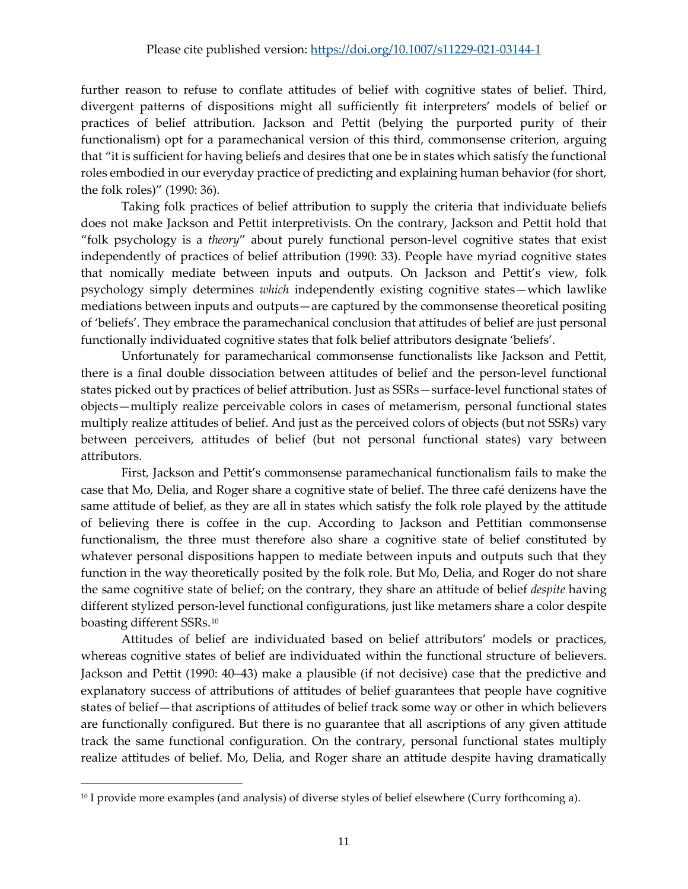further reason to refuse to conflate attitudes of belief with cognitive states of belief. Third, divergent patterns of dispositions might all sufficiently fit interpreters' models of belief or practices of belief attribution. Jackson and Pettit (belying the purported purity of their functionalism) opt for a paramechanical version of this third, commonsense criterion, arguing that "it is sufficient for having beliefs and desires that one be in states which satisfy the functional roles embodied in our everyday practice of predicting and explaining human behavior (for short, the folk roles)" (1990: 36).

Taking folk practices of belief attribution to supply the criteria that individuate beliefs does not make Jackson and Pettit interpretivists. On the contrary, Jackson and Pettit hold that "folk psychology is a *theory*" about purely functional person-level cognitive states that exist independently of practices of belief attribution (1990: 33). People have myriad cognitive states that nomically mediate between inputs and outputs. On Jackson and Pettit's view, folk psychology simply determines *which* independently existing cognitive states—which lawlike mediations between inputs and outputs—are captured by the commonsense theoretical positing of 'beliefs'. They embrace the paramechanical conclusion that attitudes of belief are just personal functionally individuated cognitive states that folk belief attributors designate 'beliefs'.

Unfortunately for paramechanical commonsense functionalists like Jackson and Pettit, there is a final double dissociation between attitudes of belief and the person-level functional states picked out by practices of belief attribution. Just as SSRs—surface-level functional states of objects—multiply realize perceivable colors in cases of metamerism, personal functional states multiply realize attitudes of belief. And just as the perceived colors of objects (but not SSRs) vary between perceivers, attitudes of belief (but not personal functional states) vary between attributors.

First, Jackson and Pettit's commonsense paramechanical functionalism fails to make the case that Mo, Delia, and Roger share a cognitive state of belief. The three café denizens have the same attitude of belief, as they are all in states which satisfy the folk role played by the attitude of believing there is coffee in the cup. According to Jackson and Pettitian commonsense functionalism, the three must therefore also share a cognitive state of belief constituted by whatever personal dispositions happen to mediate between inputs and outputs such that they function in the way theoretically posited by the folk role. But Mo, Delia, and Roger do not share the same cognitive state of belief; on the contrary, they share an attitude of belief *despite* having different stylized person-level functional configurations, just like metamers share a color despite boasting different SSRs.[10]

Attitudes of belief are individuated based on belief attributors' models or practices, whereas cognitive states of belief are individuated within the functional structure of believers. Jackson and Pettit (1990: 40–43) make a plausible (if not decisive) case that the predictive and explanatory success of attributions of attitudes of belief guarantees that people have cognitive states of belief—that ascriptions of attitudes of belief track some way or other in which believers are functionally configured. But there is no guarantee that all ascriptions of any given attitude track the same functional configuration. On the contrary, personal functional states multiply realize attitudes of belief. Mo, Delia, and Roger share an attitude despite having dramatically

[10] I provide more examples (and analysis) of diverse styles of belief elsewhere (Curry forthcoming a).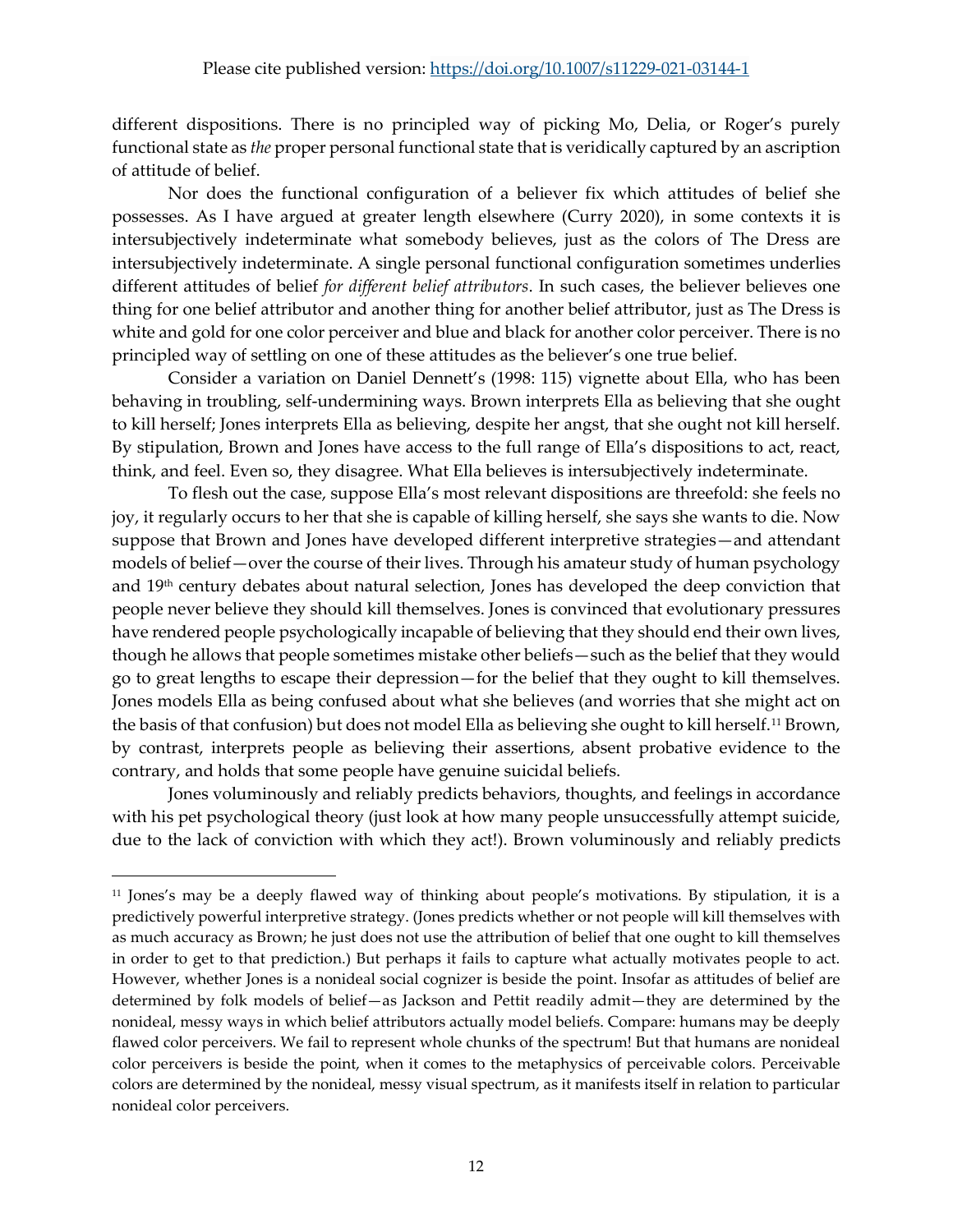different dispositions. There is no principled way of picking Mo, Delia, or Roger's purely functional state as *the* proper personal functional state that is veridically captured by an ascription of attitude of belief.

Nor does the functional configuration of a believer fix which attitudes of belief she possesses. As I have argued at greater length elsewhere (Curry 2020), in some contexts it is intersubjectively indeterminate what somebody believes, just as the colors of The Dress are intersubjectively indeterminate. A single personal functional configuration sometimes underlies different attitudes of belief *for different belief attributors*. In such cases, the believer believes one thing for one belief attributor and another thing for another belief attributor, just as The Dress is white and gold for one color perceiver and blue and black for another color perceiver. There is no principled way of settling on one of these attitudes as the believer's one true belief.

Consider a variation on Daniel Dennett's (1998: 115) vignette about Ella, who has been behaving in troubling, self-undermining ways. Brown interprets Ella as believing that she ought to kill herself; Jones interprets Ella as believing, despite her angst, that she ought not kill herself. By stipulation, Brown and Jones have access to the full range of Ella's dispositions to act, react, think, and feel. Even so, they disagree. What Ella believes is intersubjectively indeterminate.

To flesh out the case, suppose Ella's most relevant dispositions are threefold: she feels no joy, it regularly occurs to her that she is capable of killing herself, she says she wants to die. Now suppose that Brown and Jones have developed different interpretive strategies—and attendant models of belief—over the course of their lives. Through his amateur study of human psychology and 19th century debates about natural selection, Jones has developed the deep conviction that people never believe they should kill themselves. Jones is convinced that evolutionary pressures have rendered people psychologically incapable of believing that they should end their own lives, though he allows that people sometimes mistake other beliefs—such as the belief that they would go to great lengths to escape their depression—for the belief that they ought to kill themselves. Jones models Ella as being confused about what she believes (and worries that she might act on the basis of that confusion) but does not model Ella as believing she ought to kill herself.[11] Brown, by contrast, interprets people as believing their assertions, absent probative evidence to the contrary, and holds that some people have genuine suicidal beliefs.

Jones voluminously and reliably predicts behaviors, thoughts, and feelings in accordance with his pet psychological theory (just look at how many people unsuccessfully attempt suicide, due to the lack of conviction with which they act!). Brown voluminously and reliably predicts

---

[11] Jones's may be a deeply flawed way of thinking about people's motivations. By stipulation, it is a predictively powerful interpretive strategy. (Jones predicts whether or not people will kill themselves with as much accuracy as Brown; he just does not use the attribution of belief that one ought to kill themselves in order to get to that prediction.) But perhaps it fails to capture what actually motivates people to act. However, whether Jones is a nonideal social cognizer is beside the point. Insofar as attitudes of belief are determined by folk models of belief—as Jackson and Pettit readily admit—they are determined by the nonideal, messy ways in which belief attributors actually model beliefs. Compare: humans may be deeply flawed color perceivers. We fail to represent whole chunks of the spectrum! But that humans are nonideal color perceivers is beside the point, when it comes to the metaphysics of perceivable colors. Perceivable colors are determined by the nonideal, messy visual spectrum, as it manifests itself in relation to particular nonideal color perceivers.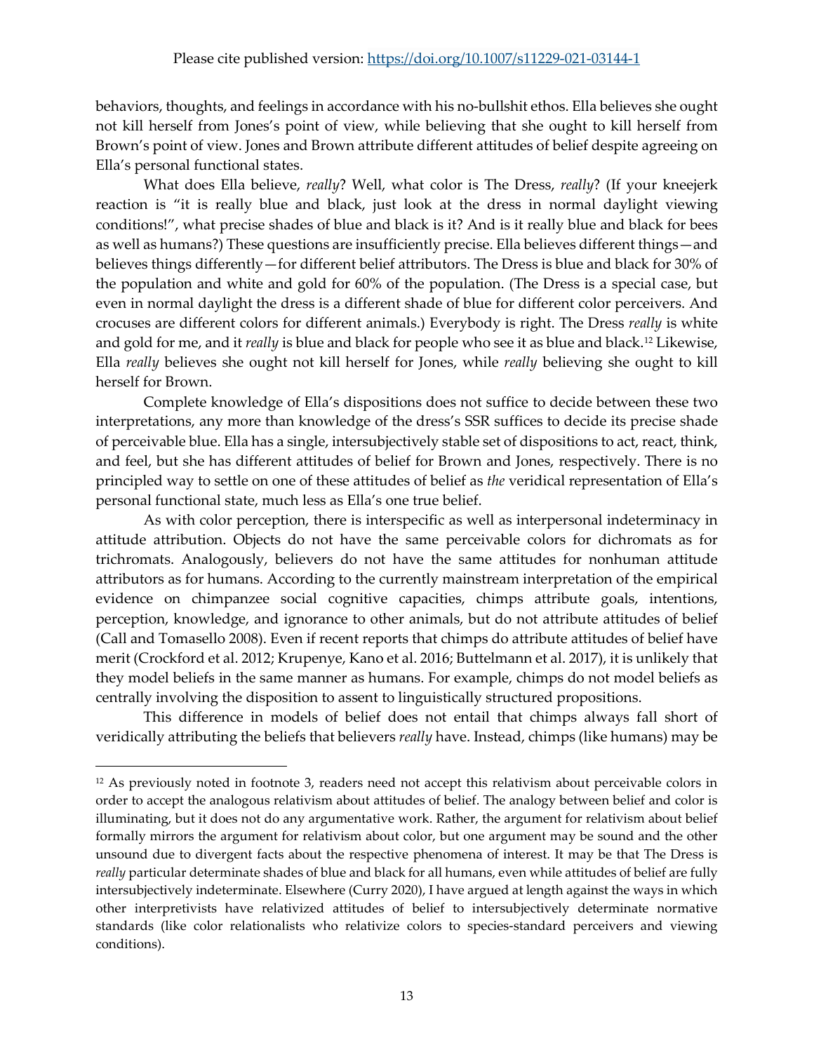behaviors, thoughts, and feelings in accordance with his no-bullshit ethos. Ella believes she ought not kill herself from Jones's point of view, while believing that she ought to kill herself from Brown's point of view. Jones and Brown attribute different attitudes of belief despite agreeing on Ella's personal functional states.

What does Ella believe, *really*? Well, what color is The Dress, *really*? (If your kneejerk reaction is "it is really blue and black, just look at the dress in normal daylight viewing conditions!", what precise shades of blue and black is it? And is it really blue and black for bees as well as humans?) These questions are insufficiently precise. Ella believes different things—and believes things differently—for different belief attributors. The Dress is blue and black for 30% of the population and white and gold for 60% of the population. (The Dress is a special case, but even in normal daylight the dress is a different shade of blue for different color perceivers. And crocuses are different colors for different animals.) Everybody is right. The Dress *really* is white and gold for me, and it *really* is blue and black for people who see it as blue and black.[12] Likewise, Ella *really* believes she ought not kill herself for Jones, while *really* believing she ought to kill herself for Brown.

Complete knowledge of Ella's dispositions does not suffice to decide between these two interpretations, any more than knowledge of the dress's SSR suffices to decide its precise shade of perceivable blue. Ella has a single, intersubjectively stable set of dispositions to act, react, think, and feel, but she has different attitudes of belief for Brown and Jones, respectively. There is no principled way to settle on one of these attitudes of belief as *the* veridical representation of Ella's personal functional state, much less as Ella's one true belief.

As with color perception, there is interspecific as well as interpersonal indeterminacy in attitude attribution. Objects do not have the same perceivable colors for dichromats as for trichromats. Analogously, believers do not have the same attitudes for nonhuman attitude attributors as for humans. According to the currently mainstream interpretation of the empirical evidence on chimpanzee social cognitive capacities, chimps attribute goals, intentions, perception, knowledge, and ignorance to other animals, but do not attribute attitudes of belief (Call and Tomasello 2008). Even if recent reports that chimps do attribute attitudes of belief have merit (Crockford et al. 2012; Krupenye, Kano et al. 2016; Buttelmann et al. 2017), it is unlikely that they model beliefs in the same manner as humans. For example, chimps do not model beliefs as centrally involving the disposition to assent to linguistically structured propositions.

This difference in models of belief does not entail that chimps always fall short of veridically attributing the beliefs that believers *really* have. Instead, chimps (like humans) may be

---

[12] As previously noted in footnote 3, readers need not accept this relativism about perceivable colors in order to accept the analogous relativism about attitudes of belief. The analogy between belief and color is illuminating, but it does not do any argumentative work. Rather, the argument for relativism about belief formally mirrors the argument for relativism about color, but one argument may be sound and the other unsound due to divergent facts about the respective phenomena of interest. It may be that The Dress is *really* particular determinate shades of blue and black for all humans, even while attitudes of belief are fully intersubjectively indeterminate. Elsewhere (Curry 2020), I have argued at length against the ways in which other interpretivists have relativized attitudes of belief to intersubjectively determinate normative standards (like color relationalists who relativize colors to species-standard perceivers and viewing conditions).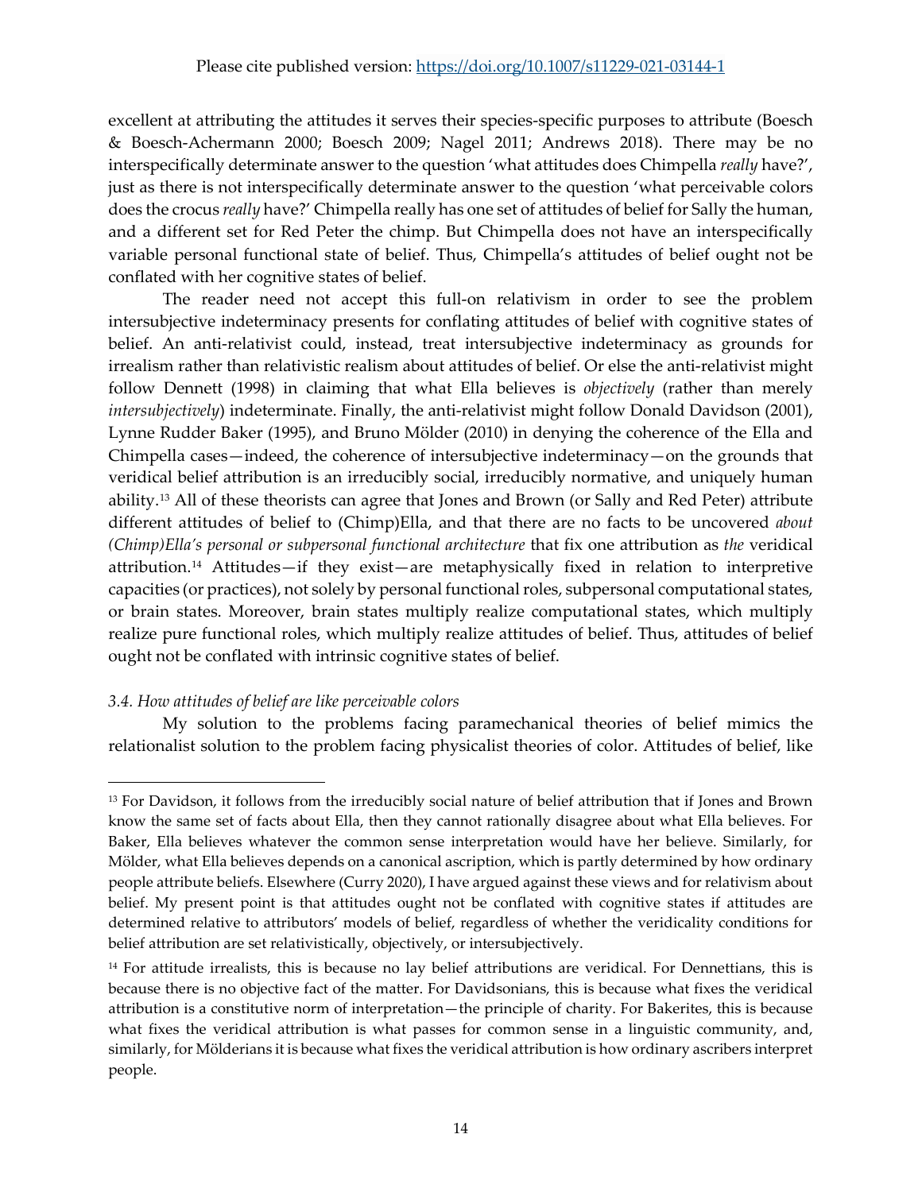excellent at attributing the attitudes it serves their species-specific purposes to attribute (Boesch & Boesch-Achermann 2000; Boesch 2009; Nagel 2011; Andrews 2018). There may be no interspecifically determinate answer to the question 'what attitudes does Chimpella *really* have?', just as there is not interspecifically determinate answer to the question 'what perceivable colors does the crocus *really* have?' Chimpella really has one set of attitudes of belief for Sally the human, and a different set for Red Peter the chimp. But Chimpella does not have an interspecifically variable personal functional state of belief. Thus, Chimpella's attitudes of belief ought not be conflated with her cognitive states of belief.

The reader need not accept this full-on relativism in order to see the problem intersubjective indeterminacy presents for conflating attitudes of belief with cognitive states of belief. An anti-relativist could, instead, treat intersubjective indeterminacy as grounds for irrealism rather than relativistic realism about attitudes of belief. Or else the anti-relativist might follow Dennett (1998) in claiming that what Ella believes is *objectively* (rather than merely *intersubjectively*) indeterminate. Finally, the anti-relativist might follow Donald Davidson (2001), Lynne Rudder Baker (1995), and Bruno Mölder (2010) in denying the coherence of the Ella and Chimpella cases—indeed, the coherence of intersubjective indeterminacy—on the grounds that veridical belief attribution is an irreducibly social, irreducibly normative, and uniquely human ability.[13] All of these theorists can agree that Jones and Brown (or Sally and Red Peter) attribute different attitudes of belief to (Chimp)Ella, and that there are no facts to be uncovered *about (Chimp)Ella's personal or subpersonal functional architecture* that fix one attribution as *the* veridical attribution.[14] Attitudes—if they exist—are metaphysically fixed in relation to interpretive capacities (or practices), not solely by personal functional roles, subpersonal computational states, or brain states. Moreover, brain states multiply realize computational states, which multiply realize pure functional roles, which multiply realize attitudes of belief. Thus, attitudes of belief ought not be conflated with intrinsic cognitive states of belief.

### *3.4. How attitudes of belief are like perceivable colors*

My solution to the problems facing paramechanical theories of belief mimics the relationalist solution to the problem facing physicalist theories of color. Attitudes of belief, like

[13] For Davidson, it follows from the irreducibly social nature of belief attribution that if Jones and Brown know the same set of facts about Ella, then they cannot rationally disagree about what Ella believes. For Baker, Ella believes whatever the common sense interpretation would have her believe. Similarly, for Mölder, what Ella believes depends on a canonical ascription, which is partly determined by how ordinary people attribute beliefs. Elsewhere (Curry 2020), I have argued against these views and for relativism about belief. My present point is that attitudes ought not be conflated with cognitive states if attitudes are determined relative to attributors' models of belief, regardless of whether the veridicality conditions for belief attribution are set relativistically, objectively, or intersubjectively.

[14] For attitude irrealists, this is because no lay belief attributions are veridical. For Dennettians, this is because there is no objective fact of the matter. For Davidsonians, this is because what fixes the veridical attribution is a constitutive norm of interpretation—the principle of charity. For Bakerites, this is because what fixes the veridical attribution is what passes for common sense in a linguistic community, and, similarly, for Mölderians it is because what fixes the veridical attribution is how ordinary ascribers interpret people.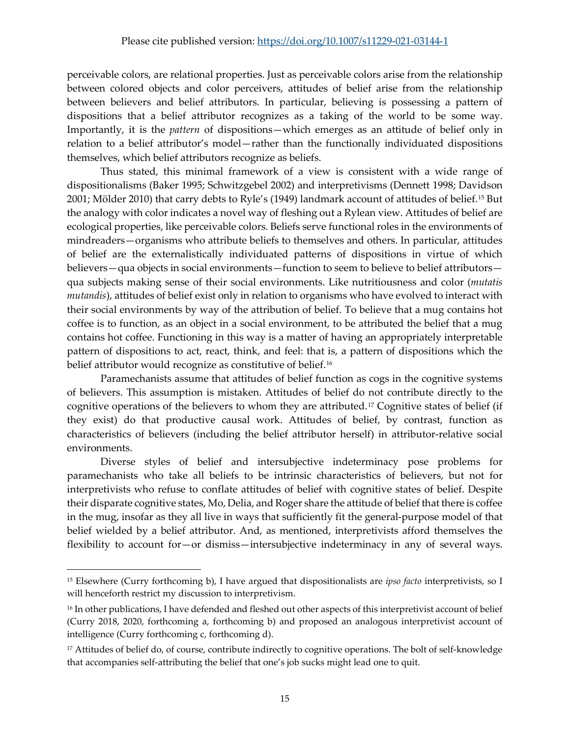perceivable colors, are relational properties. Just as perceivable colors arise from the relationship between colored objects and color perceivers, attitudes of belief arise from the relationship between believers and belief attributors. In particular, believing is possessing a pattern of dispositions that a belief attributor recognizes as a taking of the world to be some way. Importantly, it is the *pattern* of dispositions—which emerges as an attitude of belief only in relation to a belief attributor's model—rather than the functionally individuated dispositions themselves, which belief attributors recognize as beliefs.

Thus stated, this minimal framework of a view is consistent with a wide range of dispositionalisms (Baker 1995; Schwitzgebel 2002) and interpretivisms (Dennett 1998; Davidson 2001; Mölder 2010) that carry debts to Ryle's (1949) landmark account of attitudes of belief.[15] But the analogy with color indicates a novel way of fleshing out a Rylean view. Attitudes of belief are ecological properties, like perceivable colors. Beliefs serve functional roles in the environments of mindreaders—organisms who attribute beliefs to themselves and others. In particular, attitudes of belief are the externalistically individuated patterns of dispositions in virtue of which believers—qua objects in social environments—function to seem to believe to belief attributors—qua subjects making sense of their social environments. Like nutritiousness and color (*mutatis mutandis*), attitudes of belief exist only in relation to organisms who have evolved to interact with their social environments by way of the attribution of belief. To believe that a mug contains hot coffee is to function, as an object in a social environment, to be attributed the belief that a mug contains hot coffee. Functioning in this way is a matter of having an appropriately interpretable pattern of dispositions to act, react, think, and feel: that is, a pattern of dispositions which the belief attributor would recognize as constitutive of belief.[16]

Paramechanists assume that attitudes of belief function as cogs in the cognitive systems of believers. This assumption is mistaken. Attitudes of belief do not contribute directly to the cognitive operations of the believers to whom they are attributed.[17] Cognitive states of belief (if they exist) do that productive causal work. Attitudes of belief, by contrast, function as characteristics of believers (including the belief attributor herself) in attributor-relative social environments.

Diverse styles of belief and intersubjective indeterminacy pose problems for paramechanists who take all beliefs to be intrinsic characteristics of believers, but not for interpretivists who refuse to conflate attitudes of belief with cognitive states of belief. Despite their disparate cognitive states, Mo, Delia, and Roger share the attitude of belief that there is coffee in the mug, insofar as they all live in ways that sufficiently fit the general-purpose model of that belief wielded by a belief attributor. And, as mentioned, interpretivists afford themselves the flexibility to account for—or dismiss—intersubjective indeterminacy in any of several ways.

---

[15] Elsewhere (Curry forthcoming b), I have argued that dispositionalists are *ipso facto* interpretivists, so I will henceforth restrict my discussion to interpretivism.

[16] In other publications, I have defended and fleshed out other aspects of this interpretivist account of belief (Curry 2018, 2020, forthcoming a, forthcoming b) and proposed an analogous interpretivist account of intelligence (Curry forthcoming c, forthcoming d).

[17] Attitudes of belief do, of course, contribute indirectly to cognitive operations. The bolt of self-knowledge that accompanies self-attributing the belief that one's job sucks might lead one to quit.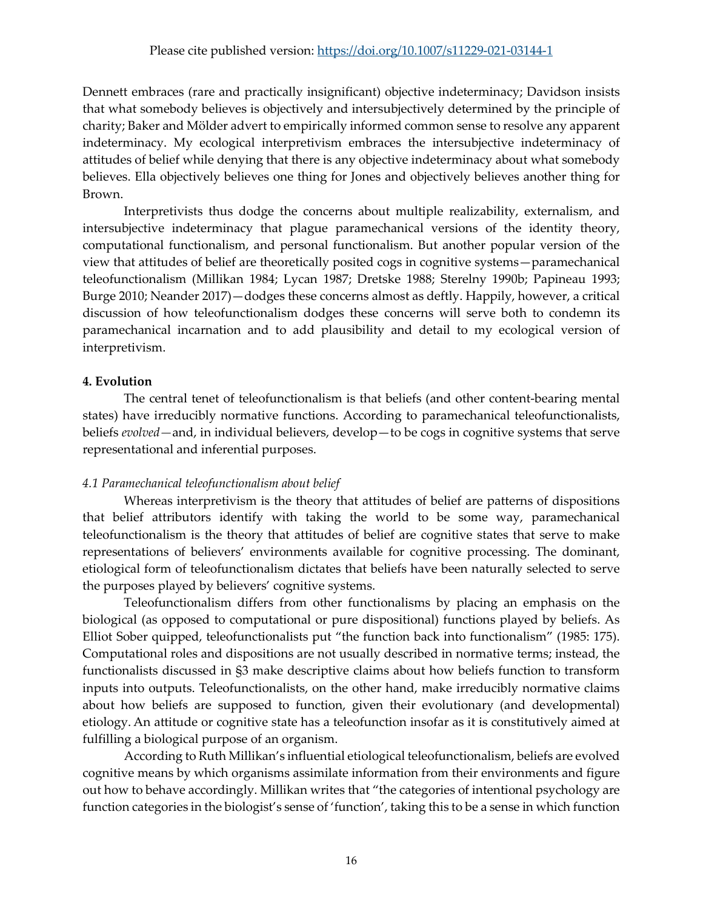Dennett embraces (rare and practically insignificant) objective indeterminacy; Davidson insists that what somebody believes is objectively and intersubjectively determined by the principle of charity; Baker and Mölder advert to empirically informed common sense to resolve any apparent indeterminacy. My ecological interpretivism embraces the intersubjective indeterminacy of attitudes of belief while denying that there is any objective indeterminacy about what somebody believes. Ella objectively believes one thing for Jones and objectively believes another thing for Brown.

Interpretivists thus dodge the concerns about multiple realizability, externalism, and intersubjective indeterminacy that plague paramechanical versions of the identity theory, computational functionalism, and personal functionalism. But another popular version of the view that attitudes of belief are theoretically posited cogs in cognitive systems—paramechanical teleofunctionalism (Millikan 1984; Lycan 1987; Dretske 1988; Sterelny 1990b; Papineau 1993; Burge 2010; Neander 2017)—dodges these concerns almost as deftly. Happily, however, a critical discussion of how teleofunctionalism dodges these concerns will serve both to condemn its paramechanical incarnation and to add plausibility and detail to my ecological version of interpretivism.

## 4. Evolution

The central tenet of teleofunctionalism is that beliefs (and other content-bearing mental states) have irreducibly normative functions. According to paramechanical teleofunctionalists, beliefs *evolved*—and, in individual believers, develop—to be cogs in cognitive systems that serve representational and inferential purposes.

### *4.1 Paramechanical teleofunctionalism about belief*

Whereas interpretivism is the theory that attitudes of belief are patterns of dispositions that belief attributors identify with taking the world to be some way, paramechanical teleofunctionalism is the theory that attitudes of belief are cognitive states that serve to make representations of believers' environments available for cognitive processing. The dominant, etiological form of teleofunctionalism dictates that beliefs have been naturally selected to serve the purposes played by believers' cognitive systems.

Teleofunctionalism differs from other functionalisms by placing an emphasis on the biological (as opposed to computational or pure dispositional) functions played by beliefs. As Elliot Sober quipped, teleofunctionalists put "the function back into functionalism" (1985: 175). Computational roles and dispositions are not usually described in normative terms; instead, the functionalists discussed in §3 make descriptive claims about how beliefs function to transform inputs into outputs. Teleofunctionalists, on the other hand, make irreducibly normative claims about how beliefs are supposed to function, given their evolutionary (and developmental) etiology. An attitude or cognitive state has a teleofunction insofar as it is constitutively aimed at fulfilling a biological purpose of an organism.

According to Ruth Millikan's influential etiological teleofunctionalism, beliefs are evolved cognitive means by which organisms assimilate information from their environments and figure out how to behave accordingly. Millikan writes that "the categories of intentional psychology are function categories in the biologist's sense of 'function', taking this to be a sense in which function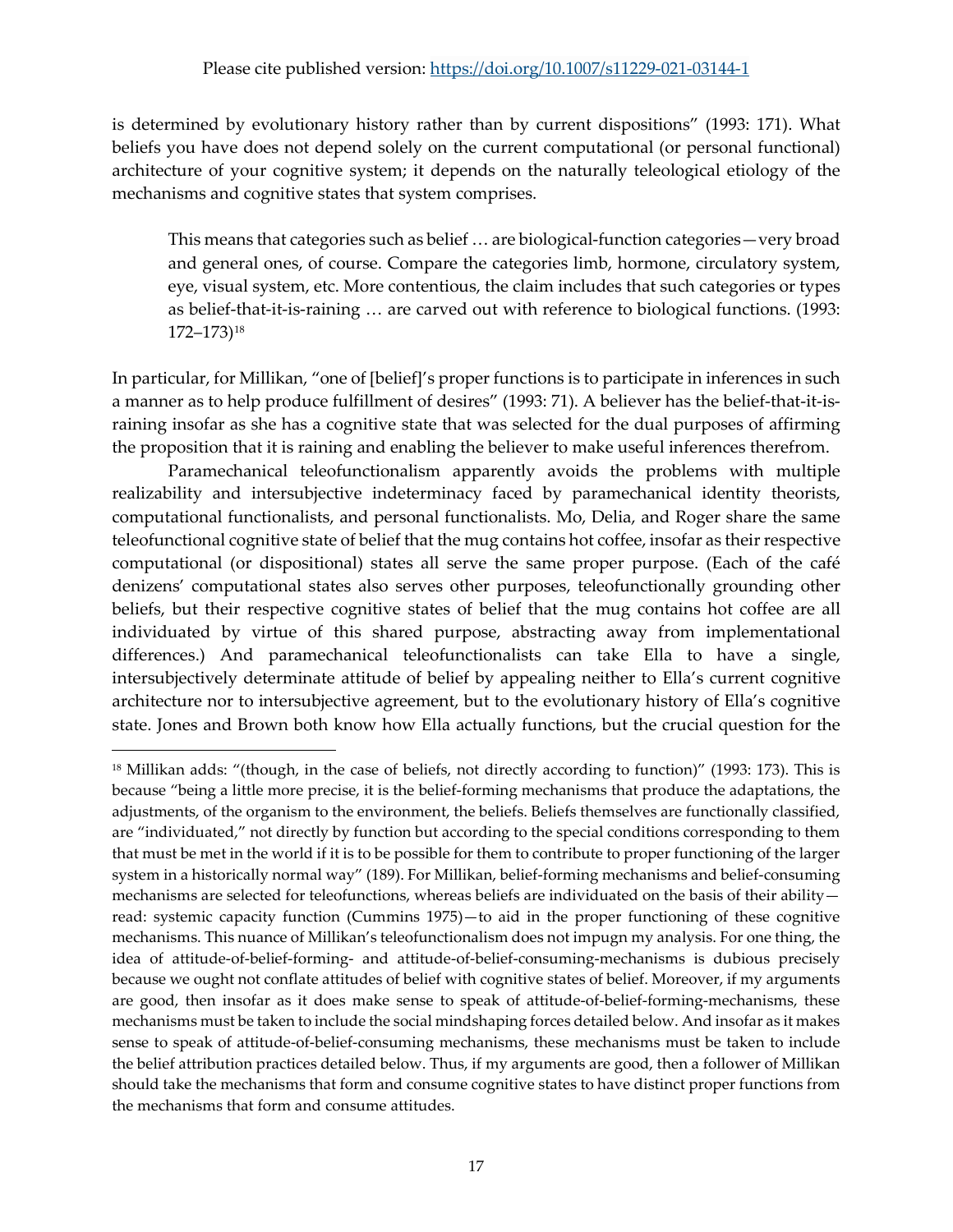is determined by evolutionary history rather than by current dispositions" (1993: 171). What beliefs you have does not depend solely on the current computational (or personal functional) architecture of your cognitive system; it depends on the naturally teleological etiology of the mechanisms and cognitive states that system comprises.

> This means that categories such as belief … are biological-function categories—very broad and general ones, of course. Compare the categories limb, hormone, circulatory system, eye, visual system, etc. More contentious, the claim includes that such categories or types as belief-that-it-is-raining … are carved out with reference to biological functions. (1993: 172–173)[18]

In particular, for Millikan, "one of [belief]'s proper functions is to participate in inferences in such a manner as to help produce fulfillment of desires" (1993: 71). A believer has the belief-that-it-is-raining insofar as she has a cognitive state that was selected for the dual purposes of affirming the proposition that it is raining and enabling the believer to make useful inferences therefrom.

Paramechanical teleofunctionalism apparently avoids the problems with multiple realizability and intersubjective indeterminacy faced by paramechanical identity theorists, computational functionalists, and personal functionalists. Mo, Delia, and Roger share the same teleofunctional cognitive state of belief that the mug contains hot coffee, insofar as their respective computational (or dispositional) states all serve the same proper purpose. (Each of the café denizens' computational states also serves other purposes, teleofunctionally grounding other beliefs, but their respective cognitive states of belief that the mug contains hot coffee are all individuated by virtue of this shared purpose, abstracting away from implementational differences.) And paramechanical teleofunctionalists can take Ella to have a single, intersubjectively determinate attitude of belief by appealing neither to Ella's current cognitive architecture nor to intersubjective agreement, but to the evolutionary history of Ella's cognitive state. Jones and Brown both know how Ella actually functions, but the crucial question for the

---

[18] Millikan adds: "(though, in the case of beliefs, not directly according to function)" (1993: 173). This is because "being a little more precise, it is the belief-forming mechanisms that produce the adaptations, the adjustments, of the organism to the environment, the beliefs. Beliefs themselves are functionally classified, are "individuated," not directly by function but according to the special conditions corresponding to them that must be met in the world if it is to be possible for them to contribute to proper functioning of the larger system in a historically normal way" (189). For Millikan, belief-forming mechanisms and belief-consuming mechanisms are selected for teleofunctions, whereas beliefs are individuated on the basis of their ability—read: systemic capacity function (Cummins 1975)—to aid in the proper functioning of these cognitive mechanisms. This nuance of Millikan's teleofunctionalism does not impugn my analysis. For one thing, the idea of attitude-of-belief-forming- and attitude-of-belief-consuming-mechanisms is dubious precisely because we ought not conflate attitudes of belief with cognitive states of belief. Moreover, if my arguments are good, then insofar as it does make sense to speak of attitude-of-belief-forming-mechanisms, these mechanisms must be taken to include the social mindshaping forces detailed below. And insofar as it makes sense to speak of attitude-of-belief-consuming mechanisms, these mechanisms must be taken to include the belief attribution practices detailed below. Thus, if my arguments are good, then a follower of Millikan should take the mechanisms that form and consume cognitive states to have distinct proper functions from the mechanisms that form and consume attitudes.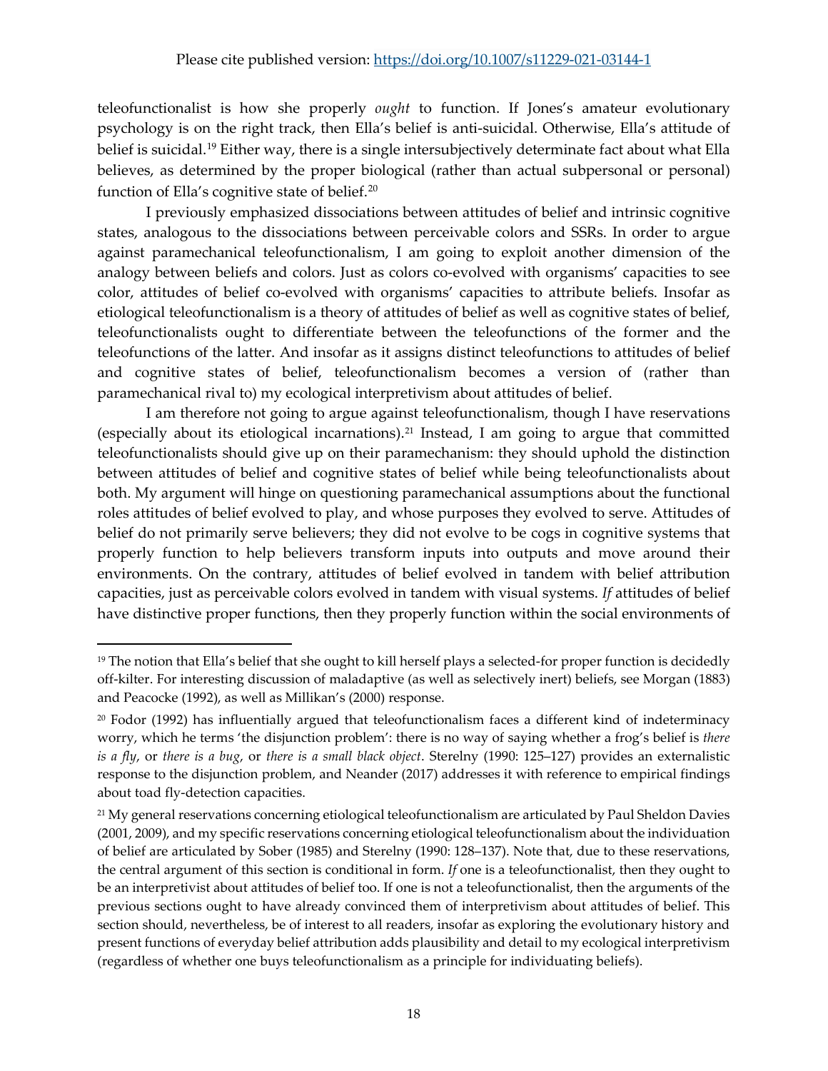teleofunctionalist is how she properly *ought* to function. If Jones's amateur evolutionary psychology is on the right track, then Ella's belief is anti-suicidal. Otherwise, Ella's attitude of belief is suicidal.[19] Either way, there is a single intersubjectively determinate fact about what Ella believes, as determined by the proper biological (rather than actual subpersonal or personal) function of Ella's cognitive state of belief.[20]

I previously emphasized dissociations between attitudes of belief and intrinsic cognitive states, analogous to the dissociations between perceivable colors and SSRs. In order to argue against paramechanical teleofunctionalism, I am going to exploit another dimension of the analogy between beliefs and colors. Just as colors co-evolved with organisms' capacities to see color, attitudes of belief co-evolved with organisms' capacities to attribute beliefs. Insofar as etiological teleofunctionalism is a theory of attitudes of belief as well as cognitive states of belief, teleofunctionalists ought to differentiate between the teleofunctions of the former and the teleofunctions of the latter. And insofar as it assigns distinct teleofunctions to attitudes of belief and cognitive states of belief, teleofunctionalism becomes a version of (rather than paramechanical rival to) my ecological interpretivism about attitudes of belief.

I am therefore not going to argue against teleofunctionalism, though I have reservations (especially about its etiological incarnations).[21] Instead, I am going to argue that committed teleofunctionalists should give up on their paramechanism: they should uphold the distinction between attitudes of belief and cognitive states of belief while being teleofunctionalists about both. My argument will hinge on questioning paramechanical assumptions about the functional roles attitudes of belief evolved to play, and whose purposes they evolved to serve. Attitudes of belief do not primarily serve believers; they did not evolve to be cogs in cognitive systems that properly function to help believers transform inputs into outputs and move around their environments. On the contrary, attitudes of belief evolved in tandem with belief attribution capacities, just as perceivable colors evolved in tandem with visual systems. *If* attitudes of belief have distinctive proper functions, then they properly function within the social environments of

---

[19] The notion that Ella's belief that she ought to kill herself plays a selected-for proper function is decidedly off-kilter. For interesting discussion of maladaptive (as well as selectively inert) beliefs, see Morgan (1883) and Peacocke (1992), as well as Millikan's (2000) response.

[20] Fodor (1992) has influentially argued that teleofunctionalism faces a different kind of indeterminacy worry, which he terms 'the disjunction problem': there is no way of saying whether a frog's belief is *there is a fly*, or *there is a bug*, or *there is a small black object*. Sterelny (1990: 125–127) provides an externalistic response to the disjunction problem, and Neander (2017) addresses it with reference to empirical findings about toad fly-detection capacities.

[21] My general reservations concerning etiological teleofunctionalism are articulated by Paul Sheldon Davies (2001, 2009), and my specific reservations concerning etiological teleofunctionalism about the individuation of belief are articulated by Sober (1985) and Sterelny (1990: 128–137). Note that, due to these reservations, the central argument of this section is conditional in form. *If* one is a teleofunctionalist, then they ought to be an interpretivist about attitudes of belief too. If one is not a teleofunctionalist, then the arguments of the previous sections ought to have already convinced them of interpretivism about attitudes of belief. This section should, nevertheless, be of interest to all readers, insofar as exploring the evolutionary history and present functions of everyday belief attribution adds plausibility and detail to my ecological interpretivism (regardless of whether one buys teleofunctionalism as a principle for individuating beliefs).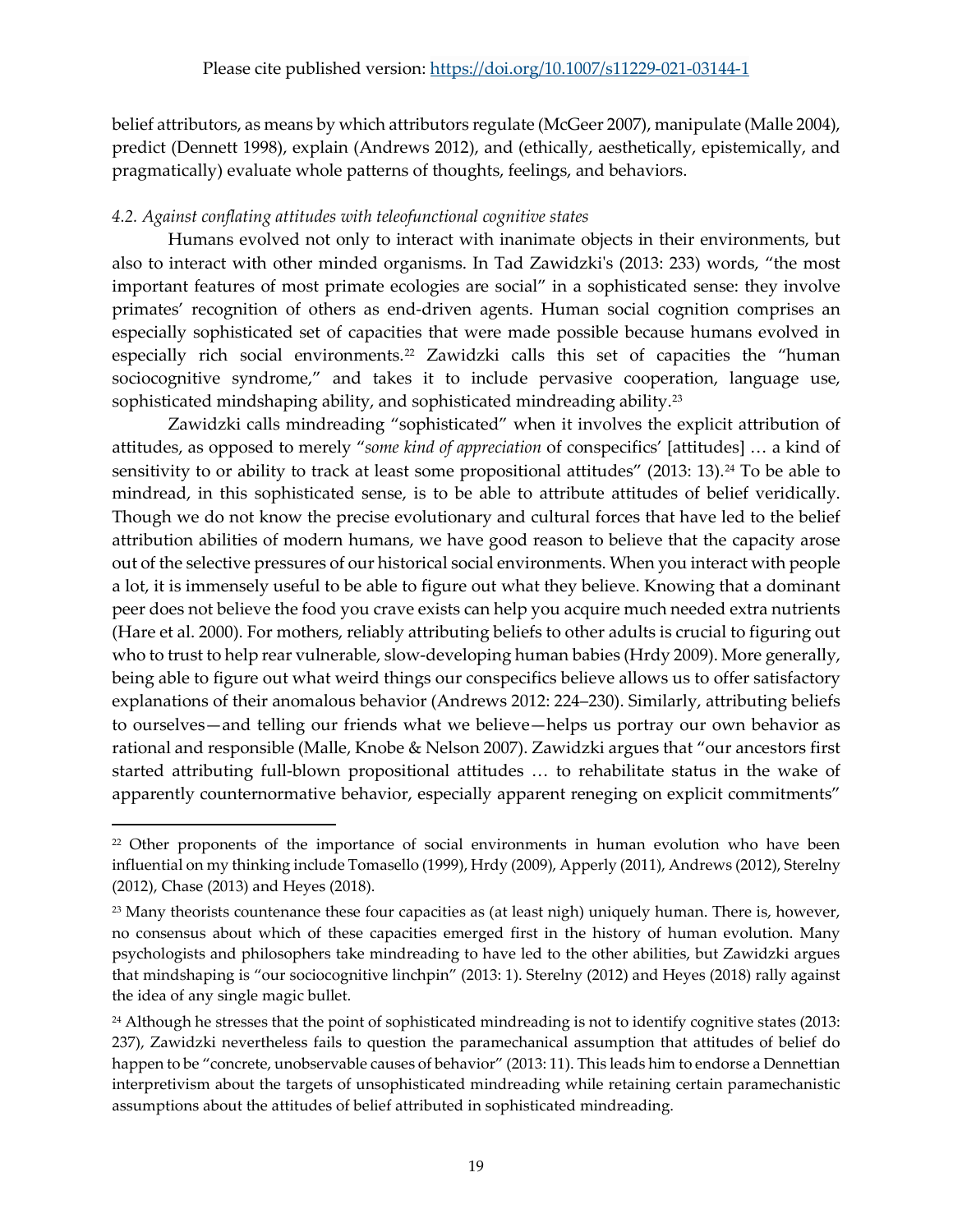belief attributors, as means by which attributors regulate (McGeer 2007), manipulate (Malle 2004), predict (Dennett 1998), explain (Andrews 2012), and (ethically, aesthetically, epistemically, and pragmatically) evaluate whole patterns of thoughts, feelings, and behaviors.

### *4.2. Against conflating attitudes with teleofunctional cognitive states*

Humans evolved not only to interact with inanimate objects in their environments, but also to interact with other minded organisms. In Tad Zawidzki's (2013: 233) words, "the most important features of most primate ecologies are social" in a sophisticated sense: they involve primates' recognition of others as end-driven agents. Human social cognition comprises an especially sophisticated set of capacities that were made possible because humans evolved in especially rich social environments.[22] Zawidzki calls this set of capacities the "human sociocognitive syndrome," and takes it to include pervasive cooperation, language use, sophisticated mindshaping ability, and sophisticated mindreading ability.[23]

Zawidzki calls mindreading "sophisticated" when it involves the explicit attribution of attitudes, as opposed to merely "*some kind of appreciation* of conspecifics' [attitudes] … a kind of sensitivity to or ability to track at least some propositional attitudes" (2013: 13).[24] To be able to mindread, in this sophisticated sense, is to be able to attribute attitudes of belief veridically. Though we do not know the precise evolutionary and cultural forces that have led to the belief attribution abilities of modern humans, we have good reason to believe that the capacity arose out of the selective pressures of our historical social environments. When you interact with people a lot, it is immensely useful to be able to figure out what they believe. Knowing that a dominant peer does not believe the food you crave exists can help you acquire much needed extra nutrients (Hare et al. 2000). For mothers, reliably attributing beliefs to other adults is crucial to figuring out who to trust to help rear vulnerable, slow-developing human babies (Hrdy 2009). More generally, being able to figure out what weird things our conspecifics believe allows us to offer satisfactory explanations of their anomalous behavior (Andrews 2012: 224–230). Similarly, attributing beliefs to ourselves—and telling our friends what we believe—helps us portray our own behavior as rational and responsible (Malle, Knobe & Nelson 2007). Zawidzki argues that "our ancestors first started attributing full-blown propositional attitudes … to rehabilitate status in the wake of apparently counternormative behavior, especially apparent reneging on explicit commitments"

---

[22] Other proponents of the importance of social environments in human evolution who have been influential on my thinking include Tomasello (1999), Hrdy (2009), Apperly (2011), Andrews (2012), Sterelny (2012), Chase (2013) and Heyes (2018).

[23] Many theorists countenance these four capacities as (at least nigh) uniquely human. There is, however, no consensus about which of these capacities emerged first in the history of human evolution. Many psychologists and philosophers take mindreading to have led to the other abilities, but Zawidzki argues that mindshaping is "our sociocognitive linchpin" (2013: 1). Sterelny (2012) and Heyes (2018) rally against the idea of any single magic bullet.

[24] Although he stresses that the point of sophisticated mindreading is not to identify cognitive states (2013: 237), Zawidzki nevertheless fails to question the paramechanical assumption that attitudes of belief do happen to be "concrete, unobservable causes of behavior" (2013: 11). This leads him to endorse a Dennettian interpretivism about the targets of unsophisticated mindreading while retaining certain paramechanistic assumptions about the attitudes of belief attributed in sophisticated mindreading.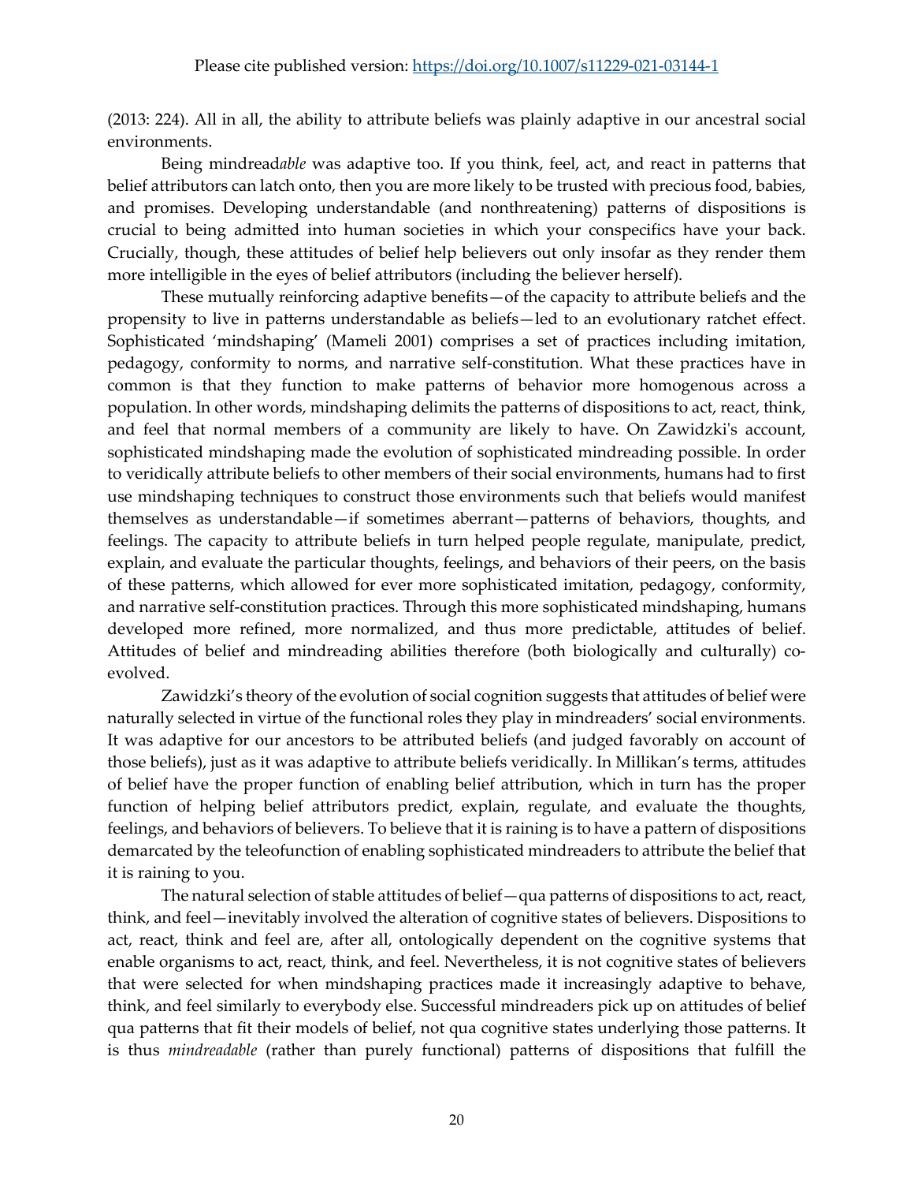(2013: 224). All in all, the ability to attribute beliefs was plainly adaptive in our ancestral social environments.

Being mindread*able* was adaptive too. If you think, feel, act, and react in patterns that belief attributors can latch onto, then you are more likely to be trusted with precious food, babies, and promises. Developing understandable (and nonthreatening) patterns of dispositions is crucial to being admitted into human societies in which your conspecifics have your back. Crucially, though, these attitudes of belief help believers out only insofar as they render them more intelligible in the eyes of belief attributors (including the believer herself).

These mutually reinforcing adaptive benefits—of the capacity to attribute beliefs and the propensity to live in patterns understandable as beliefs—led to an evolutionary ratchet effect. Sophisticated 'mindshaping' (Mameli 2001) comprises a set of practices including imitation, pedagogy, conformity to norms, and narrative self-constitution. What these practices have in common is that they function to make patterns of behavior more homogenous across a population. In other words, mindshaping delimits the patterns of dispositions to act, react, think, and feel that normal members of a community are likely to have. On Zawidzki's account, sophisticated mindshaping made the evolution of sophisticated mindreading possible. In order to veridically attribute beliefs to other members of their social environments, humans had to first use mindshaping techniques to construct those environments such that beliefs would manifest themselves as understandable—if sometimes aberrant—patterns of behaviors, thoughts, and feelings. The capacity to attribute beliefs in turn helped people regulate, manipulate, predict, explain, and evaluate the particular thoughts, feelings, and behaviors of their peers, on the basis of these patterns, which allowed for ever more sophisticated imitation, pedagogy, conformity, and narrative self-constitution practices. Through this more sophisticated mindshaping, humans developed more refined, more normalized, and thus more predictable, attitudes of belief. Attitudes of belief and mindreading abilities therefore (both biologically and culturally) co-evolved.

Zawidzki's theory of the evolution of social cognition suggests that attitudes of belief were naturally selected in virtue of the functional roles they play in mindreaders' social environments. It was adaptive for our ancestors to be attributed beliefs (and judged favorably on account of those beliefs), just as it was adaptive to attribute beliefs veridically. In Millikan's terms, attitudes of belief have the proper function of enabling belief attribution, which in turn has the proper function of helping belief attributors predict, explain, regulate, and evaluate the thoughts, feelings, and behaviors of believers. To believe that it is raining is to have a pattern of dispositions demarcated by the teleofunction of enabling sophisticated mindreaders to attribute the belief that it is raining to you.

The natural selection of stable attitudes of belief—qua patterns of dispositions to act, react, think, and feel—inevitably involved the alteration of cognitive states of believers. Dispositions to act, react, think and feel are, after all, ontologically dependent on the cognitive systems that enable organisms to act, react, think, and feel. Nevertheless, it is not cognitive states of believers that were selected for when mindshaping practices made it increasingly adaptive to behave, think, and feel similarly to everybody else. Successful mindreaders pick up on attitudes of belief qua patterns that fit their models of belief, not qua cognitive states underlying those patterns. It is thus *mindreadable* (rather than purely functional) patterns of dispositions that fulfill the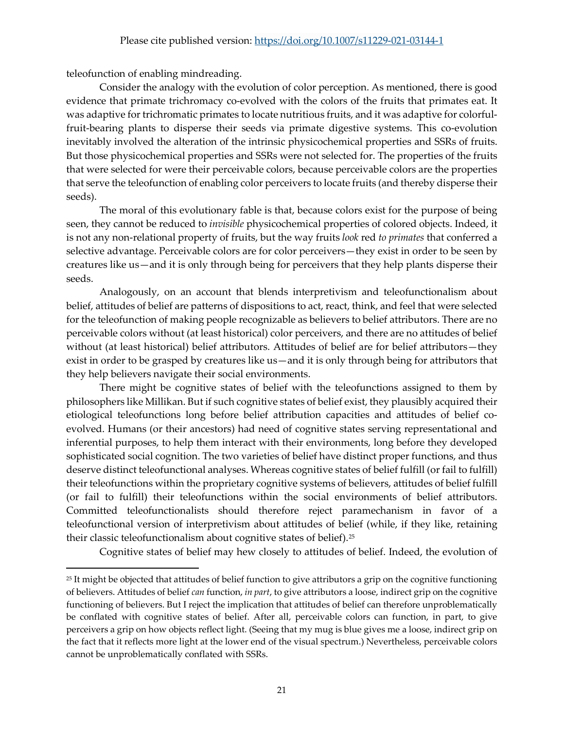teleofunction of enabling mindreading.

Consider the analogy with the evolution of color perception. As mentioned, there is good evidence that primate trichromacy co-evolved with the colors of the fruits that primates eat. It was adaptive for trichromatic primates to locate nutritious fruits, and it was adaptive for colorful-fruit-bearing plants to disperse their seeds via primate digestive systems. This co-evolution inevitably involved the alteration of the intrinsic physicochemical properties and SSRs of fruits. But those physicochemical properties and SSRs were not selected for. The properties of the fruits that were selected for were their perceivable colors, because perceivable colors are the properties that serve the teleofunction of enabling color perceivers to locate fruits (and thereby disperse their seeds).

The moral of this evolutionary fable is that, because colors exist for the purpose of being seen, they cannot be reduced to *invisible* physicochemical properties of colored objects. Indeed, it is not any non-relational property of fruits, but the way fruits *look* red *to primates* that conferred a selective advantage. Perceivable colors are for color perceivers—they exist in order to be seen by creatures like us—and it is only through being for perceivers that they help plants disperse their seeds.

Analogously, on an account that blends interpretivism and teleofunctionalism about belief, attitudes of belief are patterns of dispositions to act, react, think, and feel that were selected for the teleofunction of making people recognizable as believers to belief attributors. There are no perceivable colors without (at least historical) color perceivers, and there are no attitudes of belief without (at least historical) belief attributors. Attitudes of belief are for belief attributors—they exist in order to be grasped by creatures like us—and it is only through being for attributors that they help believers navigate their social environments.

There might be cognitive states of belief with the teleofunctions assigned to them by philosophers like Millikan. But if such cognitive states of belief exist, they plausibly acquired their etiological teleofunctions long before belief attribution capacities and attitudes of belief co-evolved. Humans (or their ancestors) had need of cognitive states serving representational and inferential purposes, to help them interact with their environments, long before they developed sophisticated social cognition. The two varieties of belief have distinct proper functions, and thus deserve distinct teleofunctional analyses. Whereas cognitive states of belief fulfill (or fail to fulfill) their teleofunctions within the proprietary cognitive systems of believers, attitudes of belief fulfill (or fail to fulfill) their teleofunctions within the social environments of belief attributors. Committed teleofunctionalists should therefore reject paramechanism in favor of a teleofunctional version of interpretivism about attitudes of belief (while, if they like, retaining their classic teleofunctionalism about cognitive states of belief).[25]

Cognitive states of belief may hew closely to attitudes of belief. Indeed, the evolution of

[25] It might be objected that attitudes of belief function to give attributors a grip on the cognitive functioning of believers. Attitudes of belief *can* function, *in part*, to give attributors a loose, indirect grip on the cognitive functioning of believers. But I reject the implication that attitudes of belief can therefore unproblematically be conflated with cognitive states of belief. After all, perceivable colors can function, in part, to give perceivers a grip on how objects reflect light. (Seeing that my mug is blue gives me a loose, indirect grip on the fact that it reflects more light at the lower end of the visual spectrum.) Nevertheless, perceivable colors cannot be unproblematically conflated with SSRs.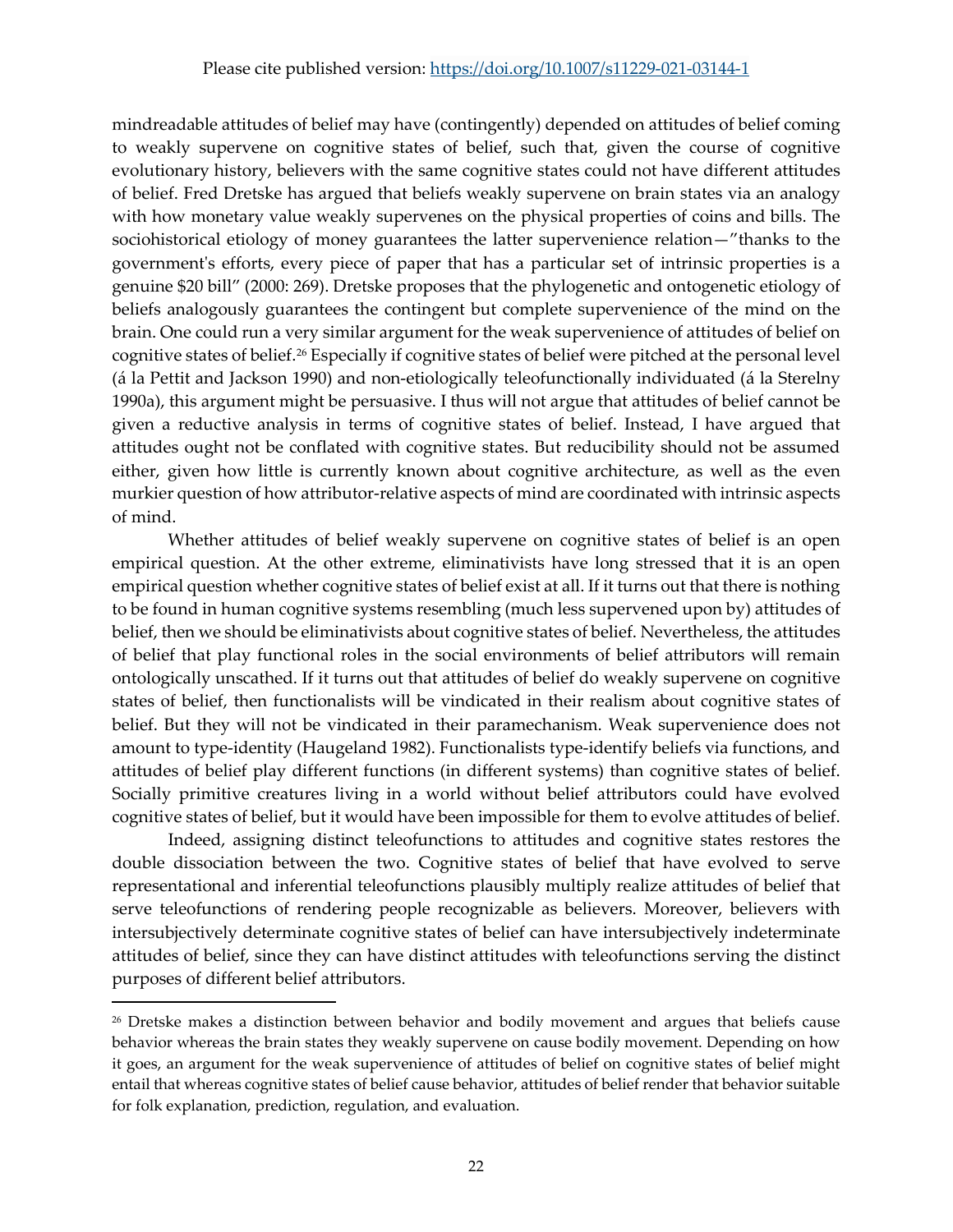mindreadable attitudes of belief may have (contingently) depended on attitudes of belief coming to weakly supervene on cognitive states of belief, such that, given the course of cognitive evolutionary history, believers with the same cognitive states could not have different attitudes of belief. Fred Dretske has argued that beliefs weakly supervene on brain states via an analogy with how monetary value weakly supervenes on the physical properties of coins and bills. The sociohistorical etiology of money guarantees the latter supervenience relation—"thanks to the government's efforts, every piece of paper that has a particular set of intrinsic properties is a genuine $20 bill" (2000: 269). Dretske proposes that the phylogenetic and ontogenetic etiology of beliefs analogously guarantees the contingent but complete supervenience of the mind on the brain. One could run a very similar argument for the weak supervenience of attitudes of belief on cognitive states of belief.[26] Especially if cognitive states of belief were pitched at the personal level (á la Pettit and Jackson 1990) and non-etiologically teleofunctionally individuated (á la Sterelny 1990a), this argument might be persuasive. I thus will not argue that attitudes of belief cannot be given a reductive analysis in terms of cognitive states of belief. Instead, I have argued that attitudes ought not be conflated with cognitive states. But reducibility should not be assumed either, given how little is currently known about cognitive architecture, as well as the even murkier question of how attributor-relative aspects of mind are coordinated with intrinsic aspects of mind.

Whether attitudes of belief weakly supervene on cognitive states of belief is an open empirical question. At the other extreme, eliminativists have long stressed that it is an open empirical question whether cognitive states of belief exist at all. If it turns out that there is nothing to be found in human cognitive systems resembling (much less supervened upon by) attitudes of belief, then we should be eliminativists about cognitive states of belief. Nevertheless, the attitudes of belief that play functional roles in the social environments of belief attributors will remain ontologically unscathed. If it turns out that attitudes of belief do weakly supervene on cognitive states of belief, then functionalists will be vindicated in their realism about cognitive states of belief. But they will not be vindicated in their paramechanism. Weak supervenience does not amount to type-identity (Haugeland 1982). Functionalists type-identify beliefs via functions, and attitudes of belief play different functions (in different systems) than cognitive states of belief. Socially primitive creatures living in a world without belief attributors could have evolved cognitive states of belief, but it would have been impossible for them to evolve attitudes of belief.

Indeed, assigning distinct teleofunctions to attitudes and cognitive states restores the double dissociation between the two. Cognitive states of belief that have evolved to serve representational and inferential teleofunctions plausibly multiply realize attitudes of belief that serve teleofunctions of rendering people recognizable as believers. Moreover, believers with intersubjectively determinate cognitive states of belief can have intersubjectively indeterminate attitudes of belief, since they can have distinct attitudes with teleofunctions serving the distinct purposes of different belief attributors.

---

[26] Dretske makes a distinction between behavior and bodily movement and argues that beliefs cause behavior whereas the brain states they weakly supervene on cause bodily movement. Depending on how it goes, an argument for the weak supervenience of attitudes of belief on cognitive states of belief might entail that whereas cognitive states of belief cause behavior, attitudes of belief render that behavior suitable for folk explanation, prediction, regulation, and evaluation.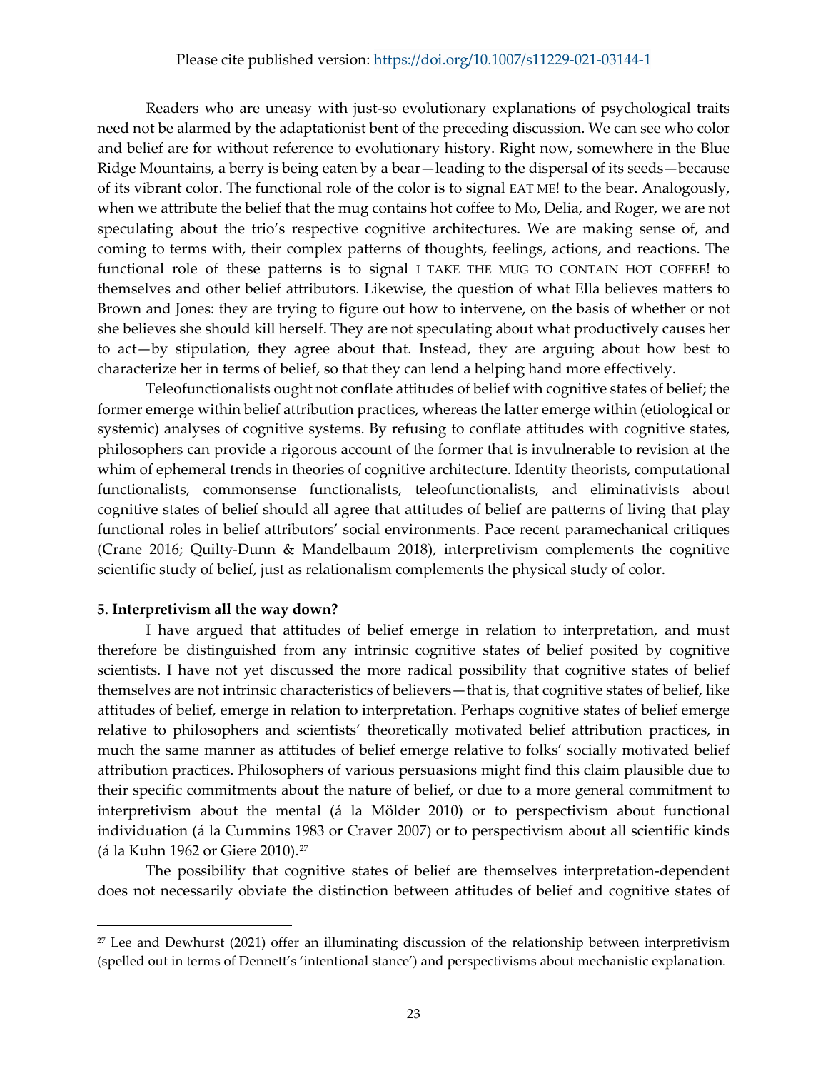Readers who are uneasy with just-so evolutionary explanations of psychological traits need not be alarmed by the adaptationist bent of the preceding discussion. We can see who color and belief are for without reference to evolutionary history. Right now, somewhere in the Blue Ridge Mountains, a berry is being eaten by a bear—leading to the dispersal of its seeds—because of its vibrant color. The functional role of the color is to signal EAT ME! to the bear. Analogously, when we attribute the belief that the mug contains hot coffee to Mo, Delia, and Roger, we are not speculating about the trio's respective cognitive architectures. We are making sense of, and coming to terms with, their complex patterns of thoughts, feelings, actions, and reactions. The functional role of these patterns is to signal I TAKE THE MUG TO CONTAIN HOT COFFEE! to themselves and other belief attributors. Likewise, the question of what Ella believes matters to Brown and Jones: they are trying to figure out how to intervene, on the basis of whether or not she believes she should kill herself. They are not speculating about what productively causes her to act—by stipulation, they agree about that. Instead, they are arguing about how best to characterize her in terms of belief, so that they can lend a helping hand more effectively.

Teleofunctionalists ought not conflate attitudes of belief with cognitive states of belief; the former emerge within belief attribution practices, whereas the latter emerge within (etiological or systemic) analyses of cognitive systems. By refusing to conflate attitudes with cognitive states, philosophers can provide a rigorous account of the former that is invulnerable to revision at the whim of ephemeral trends in theories of cognitive architecture. Identity theorists, computational functionalists, commonsense functionalists, teleofunctionalists, and eliminativists about cognitive states of belief should all agree that attitudes of belief are patterns of living that play functional roles in belief attributors' social environments. Pace recent paramechanical critiques (Crane 2016; Quilty-Dunn & Mandelbaum 2018), interpretivism complements the cognitive scientific study of belief, just as relationalism complements the physical study of color.

**5. Interpretivism all the way down?**

I have argued that attitudes of belief emerge in relation to interpretation, and must therefore be distinguished from any intrinsic cognitive states of belief posited by cognitive scientists. I have not yet discussed the more radical possibility that cognitive states of belief themselves are not intrinsic characteristics of believers—that is, that cognitive states of belief, like attitudes of belief, emerge in relation to interpretation. Perhaps cognitive states of belief emerge relative to philosophers and scientists' theoretically motivated belief attribution practices, in much the same manner as attitudes of belief emerge relative to folks' socially motivated belief attribution practices. Philosophers of various persuasions might find this claim plausible due to their specific commitments about the nature of belief, or due to a more general commitment to interpretivism about the mental (á la Mölder 2010) or to perspectivism about functional individuation (á la Cummins 1983 or Craver 2007) or to perspectivism about all scientific kinds (á la Kuhn 1962 or Giere 2010).[27]

The possibility that cognitive states of belief are themselves interpretation-dependent does not necessarily obviate the distinction between attitudes of belief and cognitive states of

[27] Lee and Dewhurst (2021) offer an illuminating discussion of the relationship between interpretivism (spelled out in terms of Dennett's 'intentional stance') and perspectivisms about mechanistic explanation.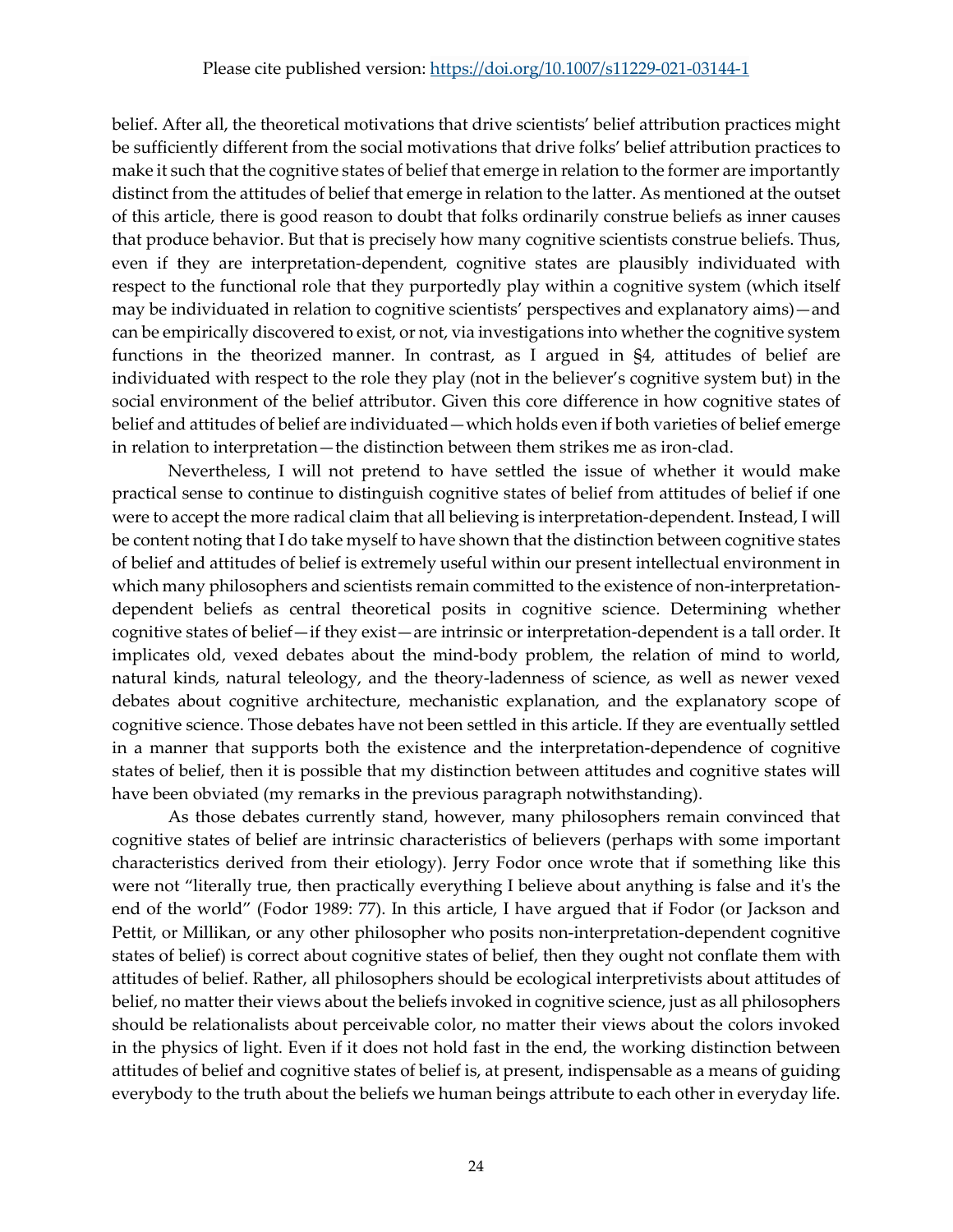belief. After all, the theoretical motivations that drive scientists' belief attribution practices might be sufficiently different from the social motivations that drive folks' belief attribution practices to make it such that the cognitive states of belief that emerge in relation to the former are importantly distinct from the attitudes of belief that emerge in relation to the latter. As mentioned at the outset of this article, there is good reason to doubt that folks ordinarily construe beliefs as inner causes that produce behavior. But that is precisely how many cognitive scientists construe beliefs. Thus, even if they are interpretation-dependent, cognitive states are plausibly individuated with respect to the functional role that they purportedly play within a cognitive system (which itself may be individuated in relation to cognitive scientists' perspectives and explanatory aims)—and can be empirically discovered to exist, or not, via investigations into whether the cognitive system functions in the theorized manner. In contrast, as I argued in §4, attitudes of belief are individuated with respect to the role they play (not in the believer's cognitive system but) in the social environment of the belief attributor. Given this core difference in how cognitive states of belief and attitudes of belief are individuated—which holds even if both varieties of belief emerge in relation to interpretation—the distinction between them strikes me as iron-clad.

Nevertheless, I will not pretend to have settled the issue of whether it would make practical sense to continue to distinguish cognitive states of belief from attitudes of belief if one were to accept the more radical claim that all believing is interpretation-dependent. Instead, I will be content noting that I do take myself to have shown that the distinction between cognitive states of belief and attitudes of belief is extremely useful within our present intellectual environment in which many philosophers and scientists remain committed to the existence of non-interpretation-dependent beliefs as central theoretical posits in cognitive science. Determining whether cognitive states of belief—if they exist—are intrinsic or interpretation-dependent is a tall order. It implicates old, vexed debates about the mind-body problem, the relation of mind to world, natural kinds, natural teleology, and the theory-ladenness of science, as well as newer vexed debates about cognitive architecture, mechanistic explanation, and the explanatory scope of cognitive science. Those debates have not been settled in this article. If they are eventually settled in a manner that supports both the existence and the interpretation-dependence of cognitive states of belief, then it is possible that my distinction between attitudes and cognitive states will have been obviated (my remarks in the previous paragraph notwithstanding).

As those debates currently stand, however, many philosophers remain convinced that cognitive states of belief are intrinsic characteristics of believers (perhaps with some important characteristics derived from their etiology). Jerry Fodor once wrote that if something like this were not "literally true, then practically everything I believe about anything is false and it's the end of the world" (Fodor 1989: 77). In this article, I have argued that if Fodor (or Jackson and Pettit, or Millikan, or any other philosopher who posits non-interpretation-dependent cognitive states of belief) is correct about cognitive states of belief, then they ought not conflate them with attitudes of belief. Rather, all philosophers should be ecological interpretivists about attitudes of belief, no matter their views about the beliefs invoked in cognitive science, just as all philosophers should be relationalists about perceivable color, no matter their views about the colors invoked in the physics of light. Even if it does not hold fast in the end, the working distinction between attitudes of belief and cognitive states of belief is, at present, indispensable as a means of guiding everybody to the truth about the beliefs we human beings attribute to each other in everyday life.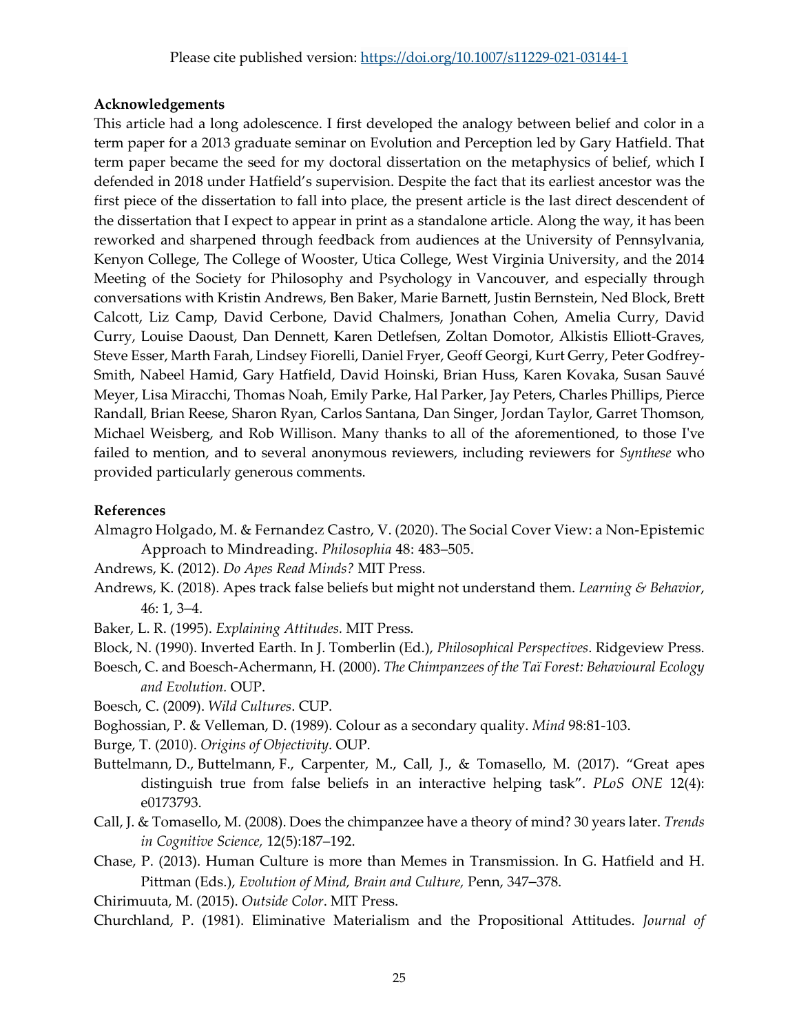Please cite published version: https://doi.org/10.1007/s11229-021-03144-1

**Acknowledgements**

This article had a long adolescence. I first developed the analogy between belief and color in a term paper for a 2013 graduate seminar on Evolution and Perception led by Gary Hatfield. That term paper became the seed for my doctoral dissertation on the metaphysics of belief, which I defended in 2018 under Hatfield's supervision. Despite the fact that its earliest ancestor was the first piece of the dissertation to fall into place, the present article is the last direct descendent of the dissertation that I expect to appear in print as a standalone article. Along the way, it has been reworked and sharpened through feedback from audiences at the University of Pennsylvania, Kenyon College, The College of Wooster, Utica College, West Virginia University, and the 2014 Meeting of the Society for Philosophy and Psychology in Vancouver, and especially through conversations with Kristin Andrews, Ben Baker, Marie Barnett, Justin Bernstein, Ned Block, Brett Calcott, Liz Camp, David Cerbone, David Chalmers, Jonathan Cohen, Amelia Curry, David Curry, Louise Daoust, Dan Dennett, Karen Detlefsen, Zoltan Domotor, Alkistis Elliott-Graves, Steve Esser, Marth Farah, Lindsey Fiorelli, Daniel Fryer, Geoff Georgi, Kurt Gerry, Peter Godfrey-Smith, Nabeel Hamid, Gary Hatfield, David Hoinski, Brian Huss, Karen Kovaka, Susan Sauvé Meyer, Lisa Miracchi, Thomas Noah, Emily Parke, Hal Parker, Jay Peters, Charles Phillips, Pierce Randall, Brian Reese, Sharon Ryan, Carlos Santana, Dan Singer, Jordan Taylor, Garret Thomson, Michael Weisberg, and Rob Willison. Many thanks to all of the aforementioned, to those I've failed to mention, and to several anonymous reviewers, including reviewers for *Synthese* who provided particularly generous comments.

**References**

Almagro Holgado, M. & Fernandez Castro, V. (2020). The Social Cover View: a Non-Epistemic Approach to Mindreading. *Philosophia* 48: 483–505.

Andrews, K. (2012). *Do Apes Read Minds?* MIT Press.

Andrews, K. (2018). Apes track false beliefs but might not understand them. *Learning & Behavior*, 46: 1, 3–4.

Baker, L. R. (1995). *Explaining Attitudes.* MIT Press.

Block, N. (1990). Inverted Earth. In J. Tomberlin (Ed.), *Philosophical Perspectives*. Ridgeview Press.

Boesch, C. and Boesch-Achermann, H. (2000). *The Chimpanzees of the Taï Forest: Behavioural Ecology and Evolution.* OUP.

Boesch, C. (2009). *Wild Cultures*. CUP.

Boghossian, P. & Velleman, D. (1989). Colour as a secondary quality. *Mind* 98:81-103.

Burge, T. (2010). *Origins of Objectivity*. OUP.

Buttelmann, D., Buttelmann, F., Carpenter, M., Call, J., & Tomasello, M. (2017). "Great apes distinguish true from false beliefs in an interactive helping task". *PLoS ONE* 12(4): e0173793.

Call, J. & Tomasello, M. (2008). Does the chimpanzee have a theory of mind? 30 years later. *Trends in Cognitive Science,* 12(5):187–192.

Chase, P. (2013). Human Culture is more than Memes in Transmission. In G. Hatfield and H. Pittman (Eds.), *Evolution of Mind, Brain and Culture,* Penn, 347–378.

Chirimuuta, M. (2015). *Outside Color*. MIT Press.

Churchland, P. (1981). Eliminative Materialism and the Propositional Attitudes. *Journal of*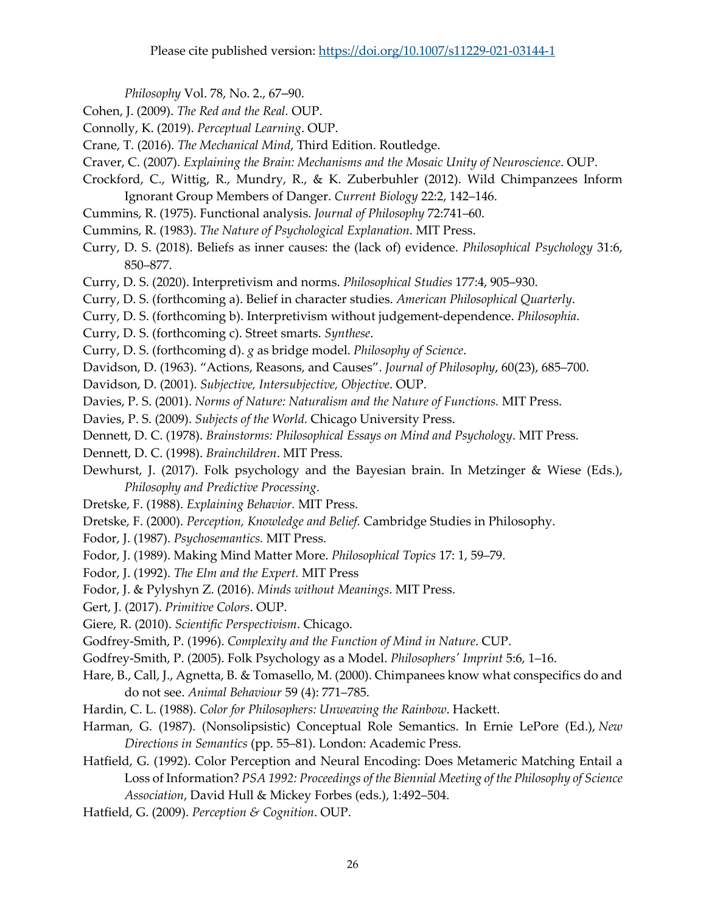*Philosophy* Vol. 78, No. 2., 67–90.

Cohen, J. (2009). *The Red and the Real.* OUP.

Connolly, K. (2019). *Perceptual Learning*. OUP.

Crane, T. (2016). *The Mechanical Mind*, Third Edition. Routledge.

Craver, C. (2007). *Explaining the Brain: Mechanisms and the Mosaic Unity of Neuroscience*. OUP.

Crockford, C., Wittig, R., Mundry, R., & K. Zuberbuhler (2012). Wild Chimpanzees Inform Ignorant Group Members of Danger. *Current Biology* 22:2, 142–146.

Cummins, R. (1975). Functional analysis. *Journal of Philosophy* 72:741–60.

Cummins, R. (1983). *The Nature of Psychological Explanation*. MIT Press.

Curry, D. S. (2018). Beliefs as inner causes: the (lack of) evidence. *Philosophical Psychology* 31:6, 850–877.

Curry, D. S. (2020). Interpretivism and norms. *Philosophical Studies* 177:4, 905–930.

Curry, D. S. (forthcoming a). Belief in character studies. *American Philosophical Quarterly*.

Curry, D. S. (forthcoming b). Interpretivism without judgement-dependence. *Philosophia*.

Curry, D. S. (forthcoming c). Street smarts. *Synthese*.

Curry, D. S. (forthcoming d). *g* as bridge model. *Philosophy of Science*.

Davidson, D. (1963). "Actions, Reasons, and Causes". *Journal of Philosophy*, 60(23), 685–700.

Davidson, D. (2001). *Subjective, Intersubjective, Objective*. OUP.

Davies, P. S. (2001). *Norms of Nature: Naturalism and the Nature of Functions.* MIT Press.

Davies, P. S. (2009). *Subjects of the World.* Chicago University Press.

Dennett, D. C. (1978). *Brainstorms: Philosophical Essays on Mind and Psychology*. MIT Press.

Dennett, D. C. (1998). *Brainchildren*. MIT Press.

Dewhurst, J. (2017). Folk psychology and the Bayesian brain. In Metzinger & Wiese (Eds.), *Philosophy and Predictive Processing*.

Dretske, F. (1988). *Explaining Behavior.* MIT Press.

Dretske, F. (2000). *Perception, Knowledge and Belief.* Cambridge Studies in Philosophy.

Fodor, J. (1987). *Psychosemantics.* MIT Press.

Fodor, J. (1989). Making Mind Matter More. *Philosophical Topics* 17: 1, 59–79.

Fodor, J. (1992). *The Elm and the Expert.* MIT Press

Fodor, J. & Pylyshyn Z. (2016). *Minds without Meanings*. MIT Press.

Gert, J. (2017). *Primitive Colors*. OUP.

Giere, R. (2010). *Scientific Perspectivism*. Chicago.

Godfrey-Smith, P. (1996). *Complexity and the Function of Mind in Nature*. CUP.

Godfrey-Smith, P. (2005). Folk Psychology as a Model. *Philosophers' Imprint* 5:6, 1–16.

Hare, B., Call, J., Agnetta, B. & Tomasello, M. (2000). Chimpanees know what conspecifics do and do not see. *Animal Behaviour* 59 (4): 771–785.

Hardin, C. L. (1988). *Color for Philosophers: Unweaving the Rainbow*. Hackett.

Harman, G. (1987). (Nonsolipsistic) Conceptual Role Semantics. In Ernie LePore (Ed.), *New Directions in Semantics* (pp. 55–81). London: Academic Press.

Hatfield, G. (1992). Color Perception and Neural Encoding: Does Metameric Matching Entail a Loss of Information? *PSA 1992: Proceedings of the Biennial Meeting of the Philosophy of Science Association*, David Hull & Mickey Forbes (eds.), 1:492–504.

Hatfield, G. (2009). *Perception & Cognition*. OUP.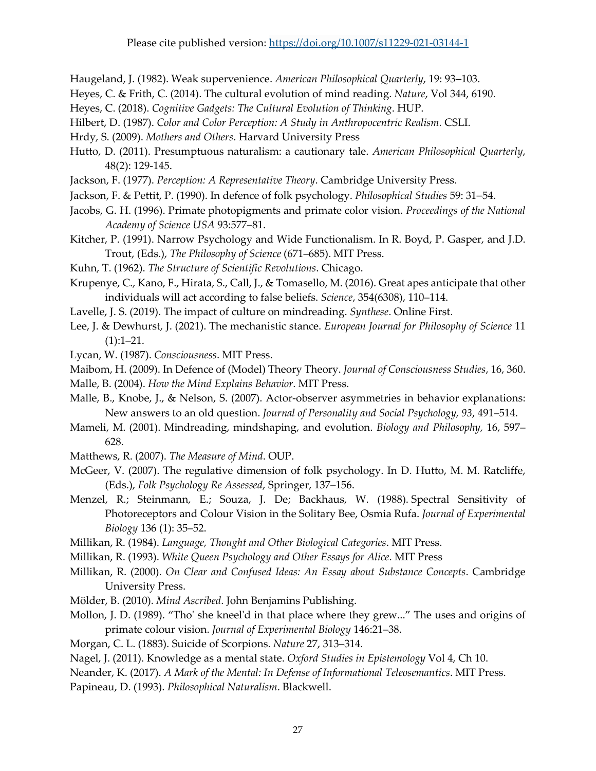Haugeland, J. (1982). Weak supervenience. *American Philosophical Quarterly*, 19: 93–103.

Heyes, C. & Frith, C. (2014). The cultural evolution of mind reading. *Nature*, Vol 344, 6190.

Heyes, C. (2018). *Cognitive Gadgets: The Cultural Evolution of Thinking*. HUP.

Hilbert, D. (1987). *Color and Color Perception: A Study in Anthropocentric Realism.* CSLI.

Hrdy, S. (2009). *Mothers and Others*. Harvard University Press

Hutto, D. (2011). Presumptuous naturalism: a cautionary tale. *American Philosophical Quarterly*, 48(2): 129-145.

Jackson, F. (1977). *Perception: A Representative Theory*. Cambridge University Press.

Jackson, F. & Pettit, P. (1990). In defence of folk psychology. *Philosophical Studies* 59: 31–54.

Jacobs, G. H. (1996). Primate photopigments and primate color vision. *Proceedings of the National Academy of Science USA* 93:577–81.

Kitcher, P. (1991). Narrow Psychology and Wide Functionalism. In R. Boyd, P. Gasper, and J.D. Trout, (Eds.), *The Philosophy of Science* (671–685). MIT Press.

Kuhn, T. (1962). *The Structure of Scientific Revolutions*. Chicago.

Krupenye, C., Kano, F., Hirata, S., Call, J., & Tomasello, M. (2016). Great apes anticipate that other individuals will act according to false beliefs. *Science*, 354(6308), 110–114.

Lavelle, J. S. (2019). The impact of culture on mindreading. *Synthese*. Online First.

Lee, J. & Dewhurst, J. (2021). The mechanistic stance. *European Journal for Philosophy of Science* 11 (1):1–21.

Lycan, W. (1987). *Consciousness*. MIT Press.

Maibom, H. (2009). In Defence of (Model) Theory Theory. *Journal of Consciousness Studies*, 16, 360.

Malle, B. (2004). *How the Mind Explains Behavior*. MIT Press.

Malle, B., Knobe, J., & Nelson, S. (2007). Actor-observer asymmetries in behavior explanations: New answers to an old question. *Journal of Personality and Social Psychology, 93*, 491–514.

Mameli, M. (2001). Mindreading, mindshaping, and evolution. *Biology and Philosophy,* 16, 597–628.

Matthews, R. (2007). *The Measure of Mind*. OUP.

McGeer, V. (2007). The regulative dimension of folk psychology. In D. Hutto, M. M. Ratcliffe, (Eds.), *Folk Psychology Re Assessed*, Springer, 137–156.

Menzel, R.; Steinmann, E.; Souza, J. De; Backhaus, W. (1988). Spectral Sensitivity of Photoreceptors and Colour Vision in the Solitary Bee, Osmia Rufa. *Journal of Experimental Biology* 136 (1): 35–52.

Millikan, R. (1984). *Language, Thought and Other Biological Categories*. MIT Press.

Millikan, R. (1993). *White Queen Psychology and Other Essays for Alice*. MIT Press

Millikan, R. (2000). *On Clear and Confused Ideas: An Essay about Substance Concepts*. Cambridge University Press.

Mölder, B. (2010). *Mind Ascribed*. John Benjamins Publishing.

Mollon, J. D. (1989). "Tho' she kneel'd in that place where they grew..." The uses and origins of primate colour vision. *Journal of Experimental Biology* 146:21–38.

Morgan, C. L. (1883). Suicide of Scorpions. *Nature* 27, 313–314.

Nagel, J. (2011). Knowledge as a mental state. *Oxford Studies in Epistemology* Vol 4, Ch 10.

Neander, K. (2017). *A Mark of the Mental: In Defense of Informational Teleosemantics*. MIT Press.

Papineau, D. (1993). *Philosophical Naturalism*. Blackwell.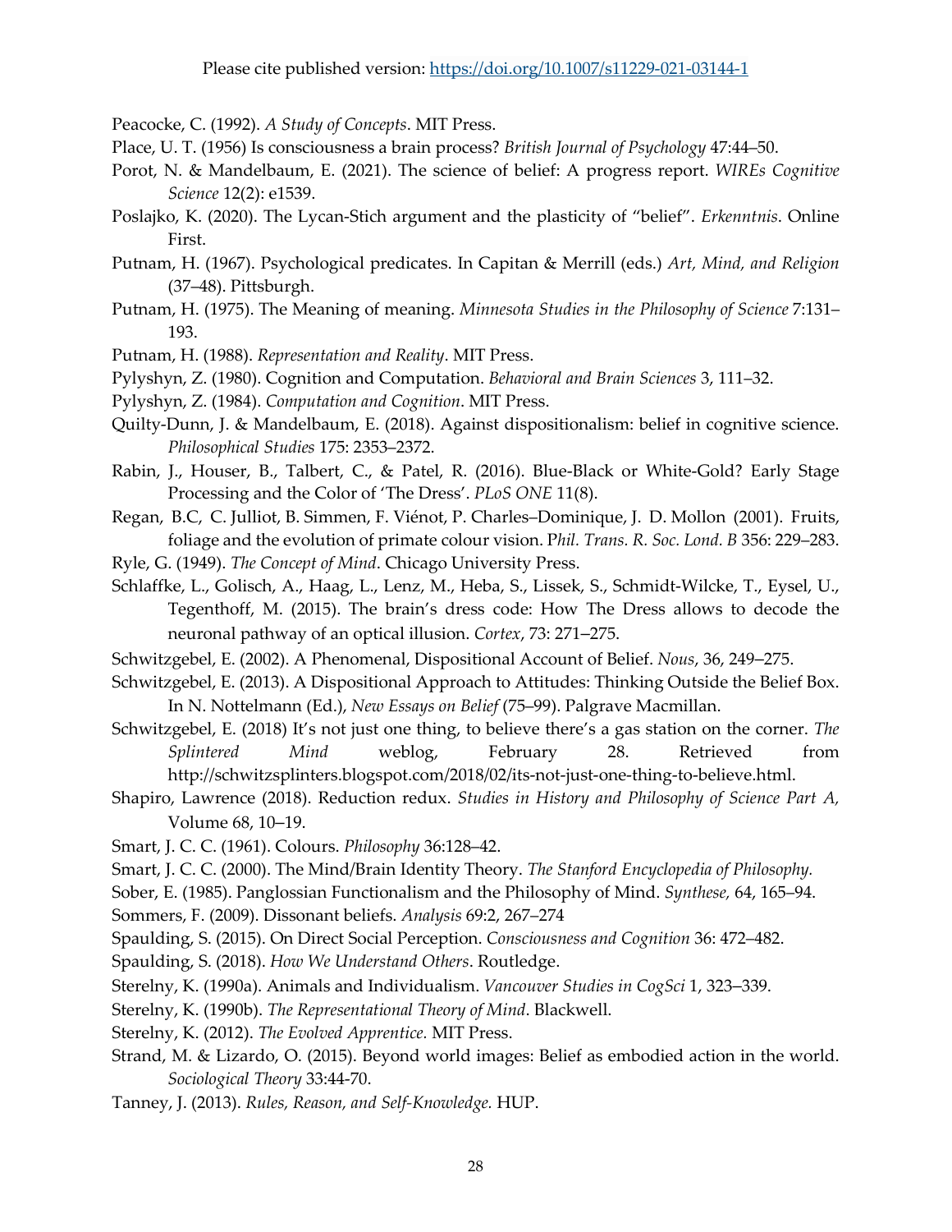Please cite published version: https://doi.org/10.1007/s11229-021-03144-1

Peacocke, C. (1992). *A Study of Concepts*. MIT Press.

Place, U. T. (1956) Is consciousness a brain process? *British Journal of Psychology* 47:44–50.

Porot, N. & Mandelbaum, E. (2021). The science of belief: A progress report. *WIREs Cognitive Science* 12(2): e1539.

Poslajko, K. (2020). The Lycan-Stich argument and the plasticity of "belief". *Erkenntnis*. Online First.

Putnam, H. (1967). Psychological predicates. In Capitan & Merrill (eds.) *Art, Mind, and Religion* (37–48). Pittsburgh.

Putnam, H. (1975). The Meaning of meaning. *Minnesota Studies in the Philosophy of Science* 7:131–193.

Putnam, H. (1988). *Representation and Reality*. MIT Press.

Pylyshyn, Z. (1980). Cognition and Computation. *Behavioral and Brain Sciences* 3, 111–32.

Pylyshyn, Z. (1984). *Computation and Cognition*. MIT Press.

Quilty-Dunn, J. & Mandelbaum, E. (2018). Against dispositionalism: belief in cognitive science. *Philosophical Studies* 175: 2353–2372.

Rabin, J., Houser, B., Talbert, C., & Patel, R. (2016). Blue-Black or White-Gold? Early Stage Processing and the Color of 'The Dress'. *PLoS ONE* 11(8).

Regan, B.C, C. Julliot, B. Simmen, F. Viénot, P. Charles–Dominique, J. D. Mollon (2001). Fruits, foliage and the evolution of primate colour vision. P*hil. Trans. R. Soc. Lond. B* 356: 229–283.

Ryle, G. (1949). *The Concept of Mind*. Chicago University Press.

Schlaffke, L., Golisch, A., Haag, L., Lenz, M., Heba, S., Lissek, S., Schmidt-Wilcke, T., Eysel, U., Tegenthoff, M. (2015). The brain's dress code: How The Dress allows to decode the neuronal pathway of an optical illusion. *Cortex*, 73: 271–275.

Schwitzgebel, E. (2002). A Phenomenal, Dispositional Account of Belief. *Nous*, 36, 249–275.

Schwitzgebel, E. (2013). A Dispositional Approach to Attitudes: Thinking Outside the Belief Box. In N. Nottelmann (Ed.), *New Essays on Belief* (75–99). Palgrave Macmillan.

Schwitzgebel, E. (2018) It's not just one thing, to believe there's a gas station on the corner. *The Splintered Mind* weblog, February 28. Retrieved from http://schwitzsplinters.blogspot.com/2018/02/its-not-just-one-thing-to-believe.html.

Shapiro, Lawrence (2018). Reduction redux. *Studies in History and Philosophy of Science Part A,* Volume 68, 10–19.

Smart, J. C. C. (1961). Colours. *Philosophy* 36:128–42.

Smart, J. C. C. (2000). The Mind/Brain Identity Theory. *The Stanford Encyclopedia of Philosophy.*

Sober, E. (1985). Panglossian Functionalism and the Philosophy of Mind. *Synthese,* 64, 165–94.

Sommers, F. (2009). Dissonant beliefs. *Analysis* 69:2, 267–274

Spaulding, S. (2015). On Direct Social Perception. *Consciousness and Cognition* 36: 472–482.

Spaulding, S. (2018). *How We Understand Others*. Routledge.

Sterelny, K. (1990a). Animals and Individualism. *Vancouver Studies in CogSci* 1, 323–339.

Sterelny, K. (1990b). *The Representational Theory of Mind*. Blackwell.

Sterelny, K. (2012). *The Evolved Apprentice.* MIT Press.

Strand, M. & Lizardo, O. (2015). Beyond world images: Belief as embodied action in the world. *Sociological Theory* 33:44-70.

Tanney, J. (2013). *Rules, Reason, and Self-Knowledge.* HUP.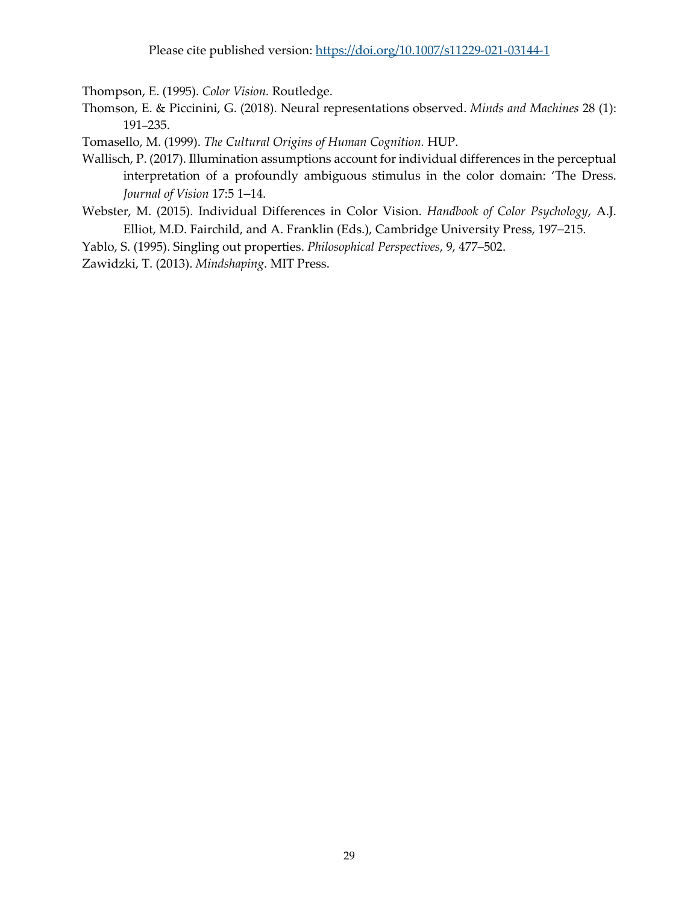Thompson, E. (1995). *Color Vision.* Routledge.

Thomson, E. & Piccinini, G. (2018). Neural representations observed. *Minds and Machines* 28 (1): 191–235.

Tomasello, M. (1999). *The Cultural Origins of Human Cognition.* HUP.

Wallisch, P. (2017). Illumination assumptions account for individual differences in the perceptual interpretation of a profoundly ambiguous stimulus in the color domain: 'The Dress. *Journal of Vision* 17:5 1–14.

Webster, M. (2015). Individual Differences in Color Vision. *Handbook of Color Psychology*, A.J. Elliot, M.D. Fairchild, and A. Franklin (Eds.), Cambridge University Press, 197–215.

Yablo, S. (1995). Singling out properties. *Philosophical Perspectives*, 9, 477–502.

Zawidzki, T. (2013). *Mindshaping*. MIT Press.